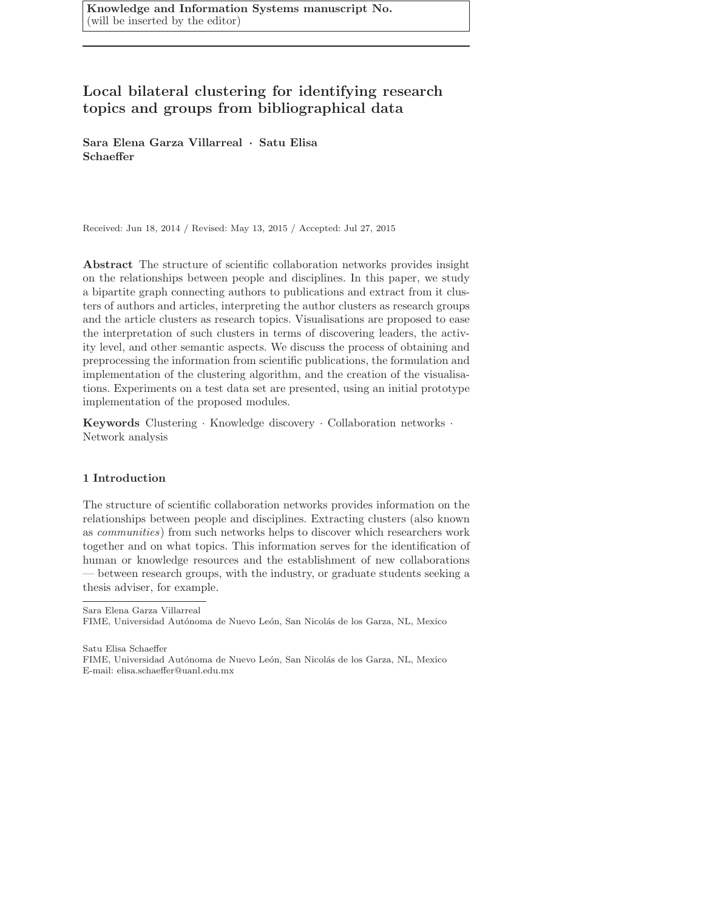Knowledge and Information Systems manuscript No.
(will be inserted by the editor)

# Local bilateral clustering for identifying research topics and groups from bibliographical data

**Sara Elena Garza Villarreal · Satu Elisa Schaeffer**

Received: Jun 18, 2014 / Revised: May 13, 2015 / Accepted: Jul 27, 2015

**Abstract** The structure of scientific collaboration networks provides insight on the relationships between people and disciplines. In this paper, we study a bipartite graph connecting authors to publications and extract from it clusters of authors and articles, interpreting the author clusters as research groups and the article clusters as research topics. Visualisations are proposed to ease the interpretation of such clusters in terms of discovering leaders, the activity level, and other semantic aspects. We discuss the process of obtaining and preprocessing the information from scientific publications, the formulation and implementation of the clustering algorithm, and the creation of the visualisations. Experiments on a test data set are presented, using an initial prototype implementation of the proposed modules.

**Keywords** Clustering · Knowledge discovery · Collaboration networks · Network analysis

## 1 Introduction

The structure of scientific collaboration networks provides information on the relationships between people and disciplines. Extracting clusters (also known as *communities*) from such networks helps to discover which researchers work together and on what topics. This information serves for the identification of human or knowledge resources and the establishment of new collaborations — between research groups, with the industry, or graduate students seeking a thesis adviser, for example.

---

Sara Elena Garza Villarreal
FIME, Universidad Autónoma de Nuevo León, San Nicolás de los Garza, NL, Mexico

Satu Elisa Schaeffer
FIME, Universidad Autónoma de Nuevo León, San Nicolás de los Garza, NL, Mexico
E-mail: elisa.schaeffer@uanl.edu.mx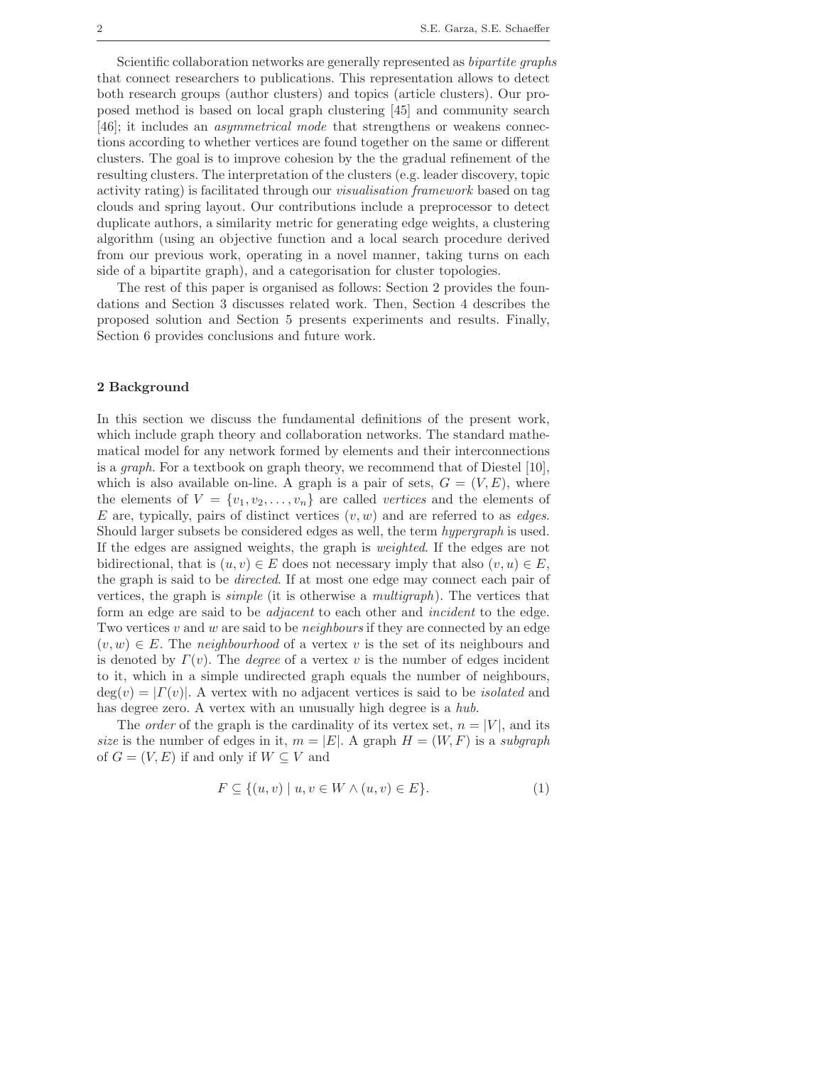Scientific collaboration networks are generally represented as *bipartite graphs* that connect researchers to publications. This representation allows to detect both research groups (author clusters) and topics (article clusters). Our proposed method is based on local graph clustering [45] and community search [46]; it includes an *asymmetrical mode* that strengthens or weakens connections according to whether vertices are found together on the same or different clusters. The goal is to improve cohesion by the the gradual refinement of the resulting clusters. The interpretation of the clusters (e.g. leader discovery, topic activity rating) is facilitated through our *visualisation framework* based on tag clouds and spring layout. Our contributions include a preprocessor to detect duplicate authors, a similarity metric for generating edge weights, a clustering algorithm (using an objective function and a local search procedure derived from our previous work, operating in a novel manner, taking turns on each side of a bipartite graph), and a categorisation for cluster topologies.

The rest of this paper is organised as follows: Section 2 provides the foundations and Section 3 discusses related work. Then, Section 4 describes the proposed solution and Section 5 presents experiments and results. Finally, Section 6 provides conclusions and future work.

## 2 Background

In this section we discuss the fundamental definitions of the present work, which include graph theory and collaboration networks. The standard mathematical model for any network formed by elements and their interconnections is a *graph*. For a textbook on graph theory, we recommend that of Diestel [10], which is also available on-line. A graph is a pair of sets, $G = (V, E)$, where the elements of $V = \{v_1, v_2, \ldots, v_n\}$ are called *vertices* and the elements of $E$ are, typically, pairs of distinct vertices $(v, w)$ and are referred to as *edges*. Should larger subsets be considered edges as well, the term *hypergraph* is used. If the edges are assigned weights, the graph is *weighted*. If the edges are not bidirectional, that is $(u, v) \in E$ does not necessary imply that also $(v, u) \in E$, the graph is said to be *directed*. If at most one edge may connect each pair of vertices, the graph is *simple* (it is otherwise a *multigraph*). The vertices that form an edge are said to be *adjacent* to each other and *incident* to the edge. Two vertices $v$ and $w$ are said to be *neighbours* if they are connected by an edge $(v, w) \in E$. The *neighbourhood* of a vertex $v$ is the set of its neighbours and is denoted by $\Gamma(v)$. The *degree* of a vertex $v$ is the number of edges incident to it, which in a simple undirected graph equals the number of neighbours, $\deg(v) = |\Gamma(v)|$. A vertex with no adjacent vertices is said to be *isolated* and has degree zero. A vertex with an unusually high degree is a *hub*.

The *order* of the graph is the cardinality of its vertex set, $n = |V|$, and its *size* is the number of edges in it, $m = |E|$. A graph $H = (W, F)$ is a *subgraph* of $G = (V, E)$ if and only if $W \subseteq V$ and

$$F \subseteq \{(u, v) \mid u, v \in W \wedge (u, v) \in E\}. \tag{1}$$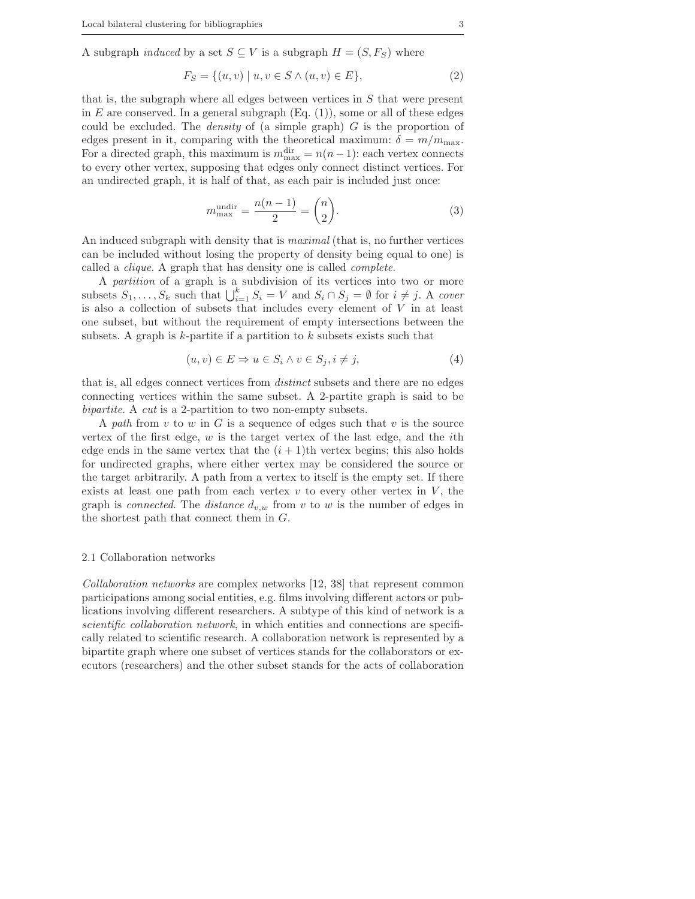A subgraph *induced* by a set $S \subseteq V$ is a subgraph $H = (S, F_S)$ where

$$F_S = \{(u, v) \mid u, v \in S \wedge (u, v) \in E\}, \tag{2}$$

that is, the subgraph where all edges between vertices in $S$ that were present in $E$ are conserved. In a general subgraph (Eq. (1)), some or all of these edges could be excluded. The *density* of (a simple graph) $G$ is the proportion of edges present in it, comparing with the theoretical maximum: $\delta = m/m_{\max}$. For a directed graph, this maximum is $m^{\text{dir}}_{\max} = n(n-1)$: each vertex connects to every other vertex, supposing that edges only connect distinct vertices. For an undirected graph, it is half of that, as each pair is included just once:

$$m^{\text{undir}}_{\max} = \frac{n(n-1)}{2} = \binom{n}{2}. \tag{3}$$

An induced subgraph with density that is *maximal* (that is, no further vertices can be included without losing the property of density being equal to one) is called a *clique*. A graph that has density one is called *complete*.

A *partition* of a graph is a subdivision of its vertices into two or more subsets $S_1, \ldots, S_k$ such that $\bigcup_{i=1}^{k} S_i = V$ and $S_i \cap S_j = \emptyset$ for $i \neq j$. A *cover* is also a collection of subsets that includes every element of $V$ in at least one subset, but without the requirement of empty intersections between the subsets. A graph is $k$-partite if a partition to $k$ subsets exists such that

$$(u, v) \in E \Rightarrow u \in S_i \wedge v \in S_j, i \neq j, \tag{4}$$

that is, all edges connect vertices from *distinct* subsets and there are no edges connecting vertices within the same subset. A 2-partite graph is said to be *bipartite*. A *cut* is a 2-partition to two non-empty subsets.

A *path* from $v$ to $w$ in $G$ is a sequence of edges such that $v$ is the source vertex of the first edge, $w$ is the target vertex of the last edge, and the $i$th edge ends in the same vertex that the $(i+1)$th vertex begins; this also holds for undirected graphs, where either vertex may be considered the source or the target arbitrarily. A path from a vertex to itself is the empty set. If there exists at least one path from each vertex $v$ to every other vertex in $V$, the graph is *connected*. The *distance* $d_{v,w}$ from $v$ to $w$ is the number of edges in the shortest path that connect them in $G$.

## 2.1 Collaboration networks

*Collaboration networks* are complex networks [12, 38] that represent common participations among social entities, e.g. films involving different actors or publications involving different researchers. A subtype of this kind of network is a *scientific collaboration network*, in which entities and connections are specifically related to scientific research. A collaboration network is represented by a bipartite graph where one subset of vertices stands for the collaborators or executors (researchers) and the other subset stands for the acts of collaboration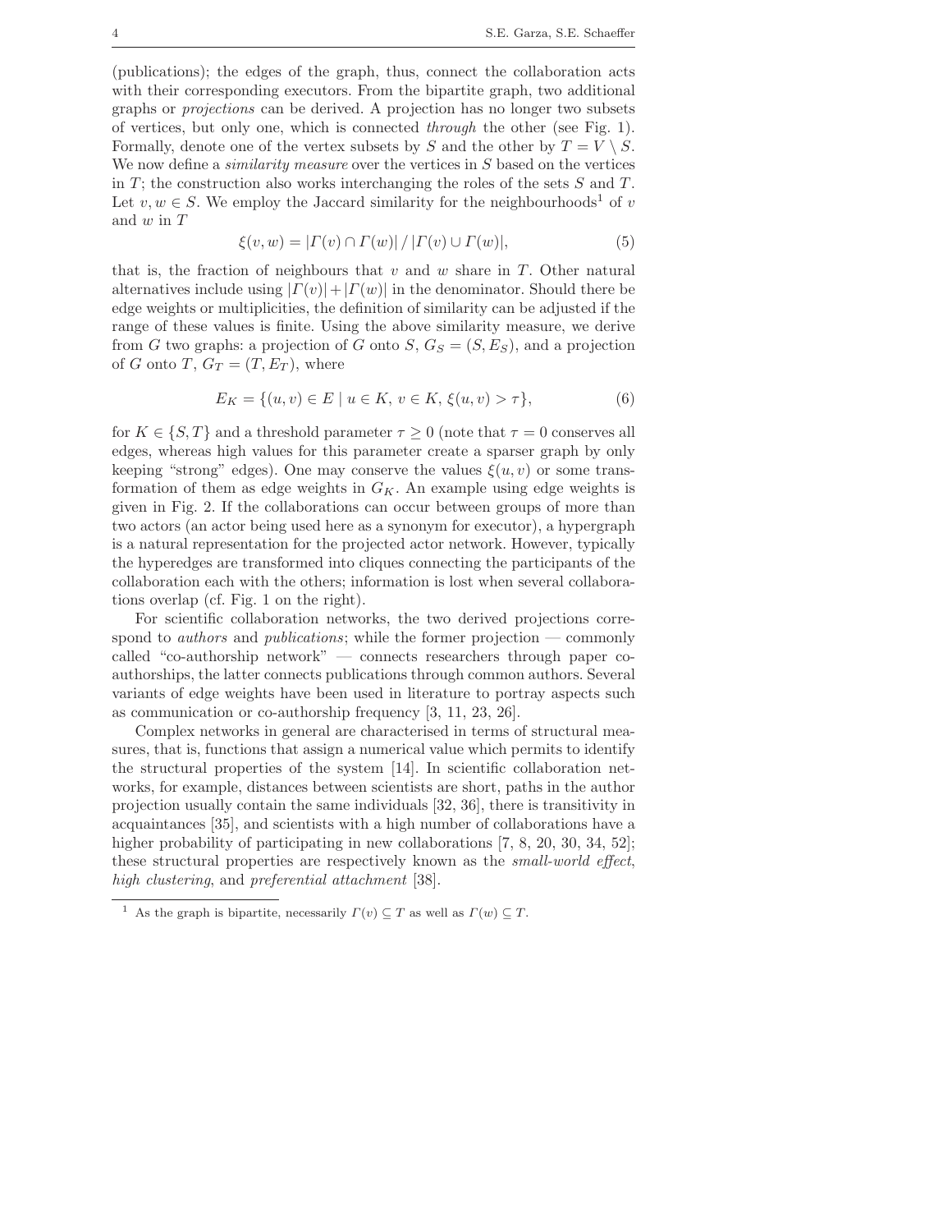(publications); the edges of the graph, thus, connect the collaboration acts with their corresponding executors. From the bipartite graph, two additional graphs or *projections* can be derived. A projection has no longer two subsets of vertices, but only one, which is connected *through* the other (see Fig. 1). Formally, denote one of the vertex subsets by $S$ and the other by $T = V \setminus S$. We now define a *similarity measure* over the vertices in $S$ based on the vertices in $T$; the construction also works interchanging the roles of the sets $S$ and $T$. Let $v, w \in S$. We employ the Jaccard similarity for the neighbourhoods[1] of $v$ and $w$ in $T$

$$\xi(v, w) = |\Gamma(v) \cap \Gamma(w)| \,/\, |\Gamma(v) \cup \Gamma(w)|, \tag{5}$$

that is, the fraction of neighbours that $v$ and $w$ share in $T$. Other natural alternatives include using $|\Gamma(v)| + |\Gamma(w)|$ in the denominator. Should there be edge weights or multiplicities, the definition of similarity can be adjusted if the range of these values is finite. Using the above similarity measure, we derive from $G$ two graphs: a projection of $G$ onto $S$, $G_S = (S, E_S)$, and a projection of $G$ onto $T$, $G_T = (T, E_T)$, where

$$E_K = \{(u, v) \in E \mid u \in K,\ v \in K,\ \xi(u, v) > \tau\}, \tag{6}$$

for $K \in \{S, T\}$ and a threshold parameter $\tau \geq 0$ (note that $\tau = 0$ conserves all edges, whereas high values for this parameter create a sparser graph by only keeping "strong" edges). One may conserve the values $\xi(u, v)$ or some transformation of them as edge weights in $G_K$. An example using edge weights is given in Fig. 2. If the collaborations can occur between groups of more than two actors (an actor being used here as a synonym for executor), a hypergraph is a natural representation for the projected actor network. However, typically the hyperedges are transformed into cliques connecting the participants of the collaboration each with the others; information is lost when several collaborations overlap (cf. Fig. 1 on the right).

For scientific collaboration networks, the two derived projections correspond to *authors* and *publications*; while the former projection — commonly called "co-authorship network" — connects researchers through paper co-authorships, the latter connects publications through common authors. Several variants of edge weights have been used in literature to portray aspects such as communication or co-authorship frequency [3, 11, 23, 26].

Complex networks in general are characterised in terms of structural measures, that is, functions that assign a numerical value which permits to identify the structural properties of the system [14]. In scientific collaboration networks, for example, distances between scientists are short, paths in the author projection usually contain the same individuals [32, 36], there is transitivity in acquaintances [35], and scientists with a high number of collaborations have a higher probability of participating in new collaborations [7, 8, 20, 30, 34, 52]; these structural properties are respectively known as the *small-world effect*, *high clustering*, and *preferential attachment* [38].

---

[1] As the graph is bipartite, necessarily $\Gamma(v) \subseteq T$ as well as $\Gamma(w) \subseteq T$.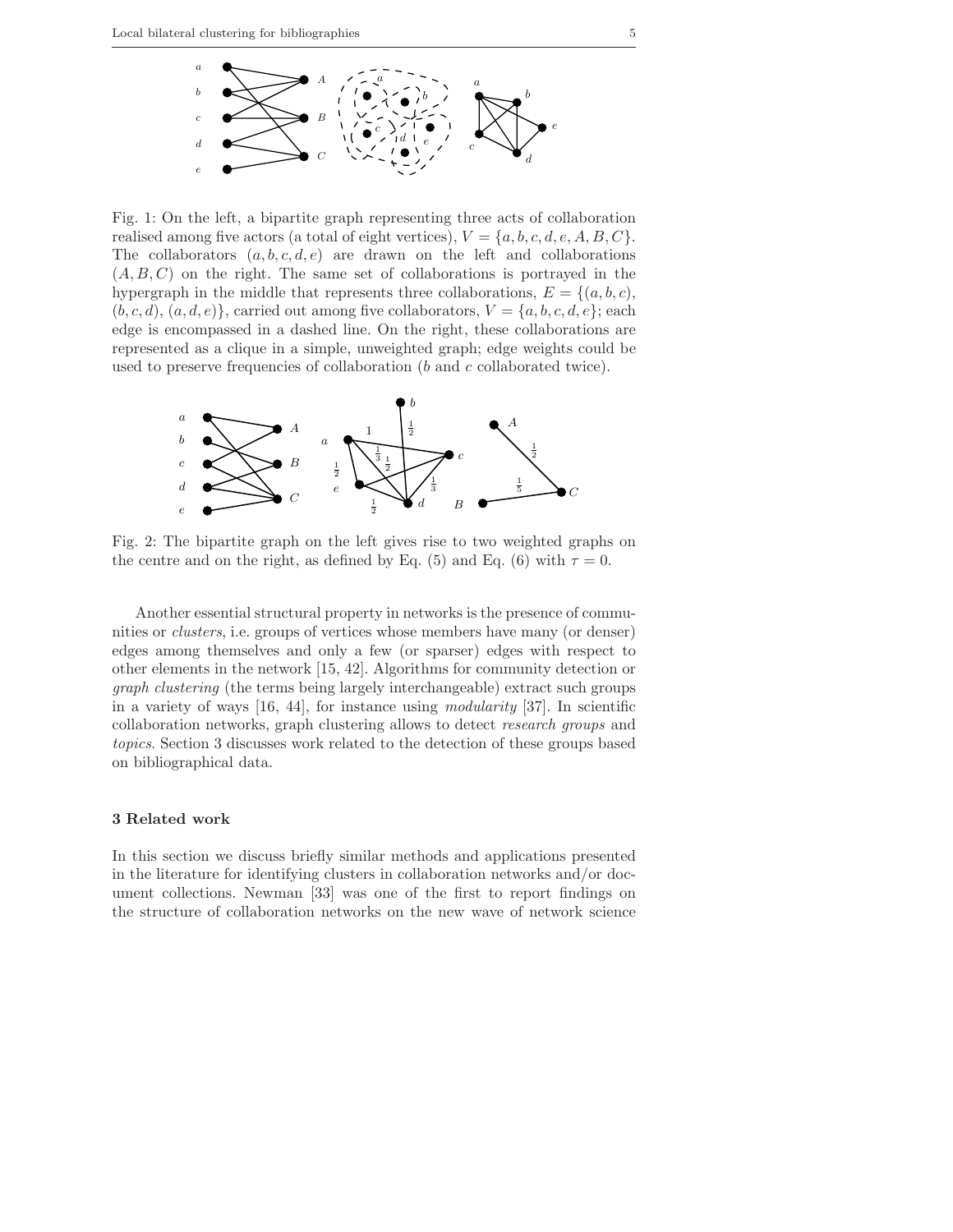Fig. 1: On the left, a bipartite graph representing three acts of collaboration realised among five actors (a total of eight vertices), $V = \{a, b, c, d, e, A, B, C\}$. The collaborators $(a, b, c, d, e)$ are drawn on the left and collaborations $(A, B, C)$ on the right. The same set of collaborations is portrayed in the hypergraph in the middle that represents three collaborations, $E = \{(a, b, c), (b, c, d), (a, d, e)\}$, carried out among five collaborators, $V = \{a, b, c, d, e\}$; each edge is encompassed in a dashed line. On the right, these collaborations are represented as a clique in a simple, unweighted graph; edge weights could be used to preserve frequencies of collaboration ($b$ and $c$ collaborated twice).

Fig. 2: The bipartite graph on the left gives rise to two weighted graphs on the centre and on the right, as defined by Eq. (5) and Eq. (6) with $\tau = 0$.

Another essential structural property in networks is the presence of communities or *clusters*, i.e. groups of vertices whose members have many (or denser) edges among themselves and only a few (or sparser) edges with respect to other elements in the network [15, 42]. Algorithms for community detection or *graph clustering* (the terms being largely interchangeable) extract such groups in a variety of ways [16, 44], for instance using *modularity* [37]. In scientific collaboration networks, graph clustering allows to detect *research groups* and *topics*. Section 3 discusses work related to the detection of these groups based on bibliographical data.

## 3 Related work

In this section we discuss briefly similar methods and applications presented in the literature for identifying clusters in collaboration networks and/or document collections. Newman [33] was one of the first to report findings on the structure of collaboration networks on the new wave of network science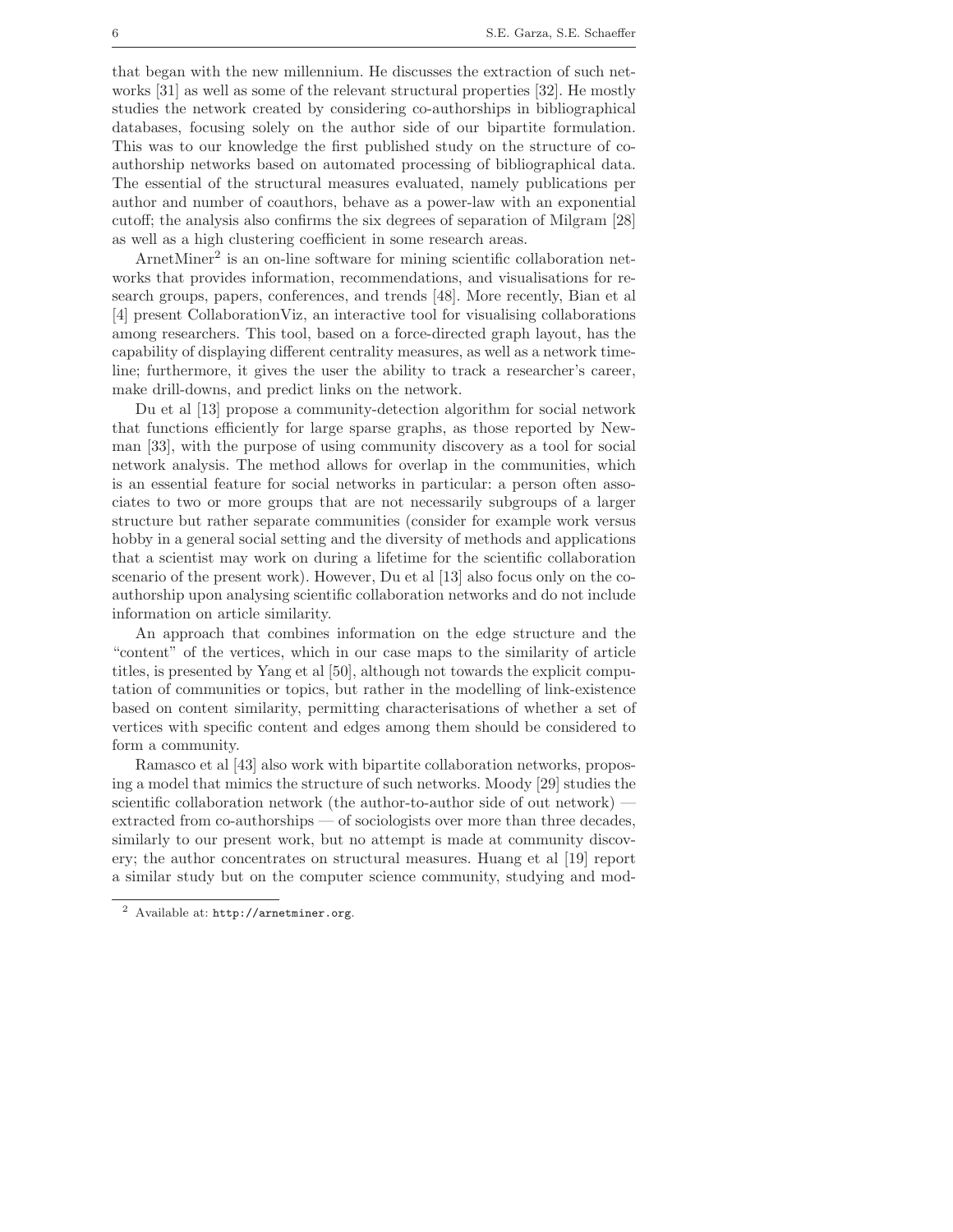that began with the new millennium. He discusses the extraction of such networks [31] as well as some of the relevant structural properties [32]. He mostly studies the network created by considering co-authorships in bibliographical databases, focusing solely on the author side of our bipartite formulation. This was to our knowledge the first published study on the structure of co-authorship networks based on automated processing of bibliographical data. The essential of the structural measures evaluated, namely publications per author and number of coauthors, behave as a power-law with an exponential cutoff; the analysis also confirms the six degrees of separation of Milgram [28] as well as a high clustering coefficient in some research areas.

ArnetMiner[2] is an on-line software for mining scientific collaboration networks that provides information, recommendations, and visualisations for research groups, papers, conferences, and trends [48]. More recently, Bian et al [4] present CollaborationViz, an interactive tool for visualising collaborations among researchers. This tool, based on a force-directed graph layout, has the capability of displaying different centrality measures, as well as a network timeline; furthermore, it gives the user the ability to track a researcher's career, make drill-downs, and predict links on the network.

Du et al [13] propose a community-detection algorithm for social network that functions efficiently for large sparse graphs, as those reported by Newman [33], with the purpose of using community discovery as a tool for social network analysis. The method allows for overlap in the communities, which is an essential feature for social networks in particular: a person often associates to two or more groups that are not necessarily subgroups of a larger structure but rather separate communities (consider for example work versus hobby in a general social setting and the diversity of methods and applications that a scientist may work on during a lifetime for the scientific collaboration scenario of the present work). However, Du et al [13] also focus only on the co-authorship upon analysing scientific collaboration networks and do not include information on article similarity.

An approach that combines information on the edge structure and the "content" of the vertices, which in our case maps to the similarity of article titles, is presented by Yang et al [50], although not towards the explicit computation of communities or topics, but rather in the modelling of link-existence based on content similarity, permitting characterisations of whether a set of vertices with specific content and edges among them should be considered to form a community.

Ramasco et al [43] also work with bipartite collaboration networks, proposing a model that mimics the structure of such networks. Moody [29] studies the scientific collaboration network (the author-to-author side of out network) — extracted from co-authorships — of sociologists over more than three decades, similarly to our present work, but no attempt is made at community discovery; the author concentrates on structural measures. Huang et al [19] report a similar study but on the computer science community, studying and mod-

[2] Available at: http://arnetminer.org.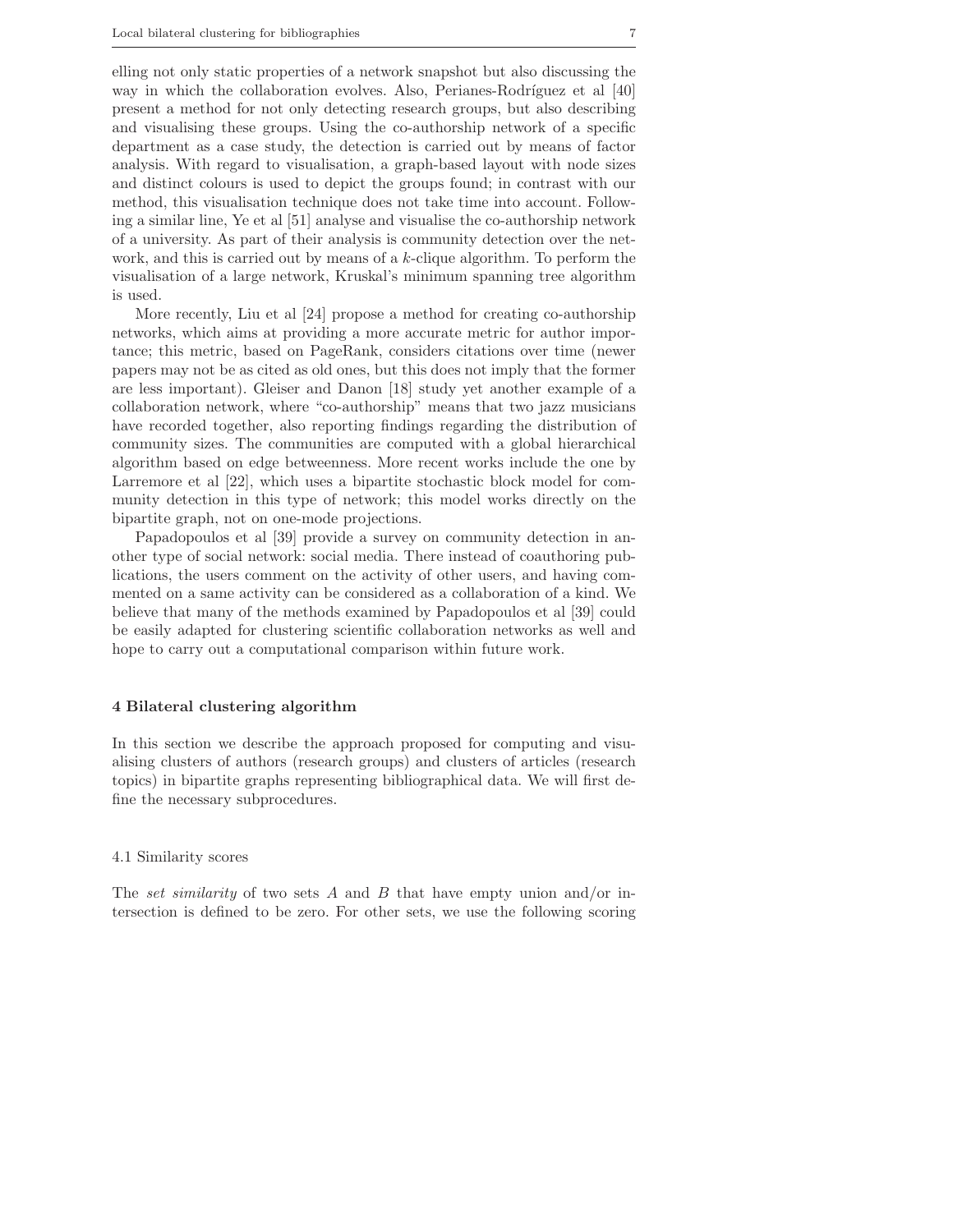elling not only static properties of a network snapshot but also discussing the way in which the collaboration evolves. Also, Perianes-Rodríguez et al [40] present a method for not only detecting research groups, but also describing and visualising these groups. Using the co-authorship network of a specific department as a case study, the detection is carried out by means of factor analysis. With regard to visualisation, a graph-based layout with node sizes and distinct colours is used to depict the groups found; in contrast with our method, this visualisation technique does not take time into account. Following a similar line, Ye et al [51] analyse and visualise the co-authorship network of a university. As part of their analysis is community detection over the network, and this is carried out by means of a $k$-clique algorithm. To perform the visualisation of a large network, Kruskal's minimum spanning tree algorithm is used.

More recently, Liu et al [24] propose a method for creating co-authorship networks, which aims at providing a more accurate metric for author importance; this metric, based on PageRank, considers citations over time (newer papers may not be as cited as old ones, but this does not imply that the former are less important). Gleiser and Danon [18] study yet another example of a collaboration network, where "co-authorship" means that two jazz musicians have recorded together, also reporting findings regarding the distribution of community sizes. The communities are computed with a global hierarchical algorithm based on edge betweenness. More recent works include the one by Larremore et al [22], which uses a bipartite stochastic block model for community detection in this type of network; this model works directly on the bipartite graph, not on one-mode projections.

Papadopoulos et al [39] provide a survey on community detection in another type of social network: social media. There instead of coauthoring publications, the users comment on the activity of other users, and having commented on a same activity can be considered as a collaboration of a kind. We believe that many of the methods examined by Papadopoulos et al [39] could be easily adapted for clustering scientific collaboration networks as well and hope to carry out a computational comparison within future work.

## 4 Bilateral clustering algorithm

In this section we describe the approach proposed for computing and visualising clusters of authors (research groups) and clusters of articles (research topics) in bipartite graphs representing bibliographical data. We will first define the necessary subprocedures.

### 4.1 Similarity scores

The *set similarity* of two sets $A$ and $B$ that have empty union and/or intersection is defined to be zero. For other sets, we use the following scoring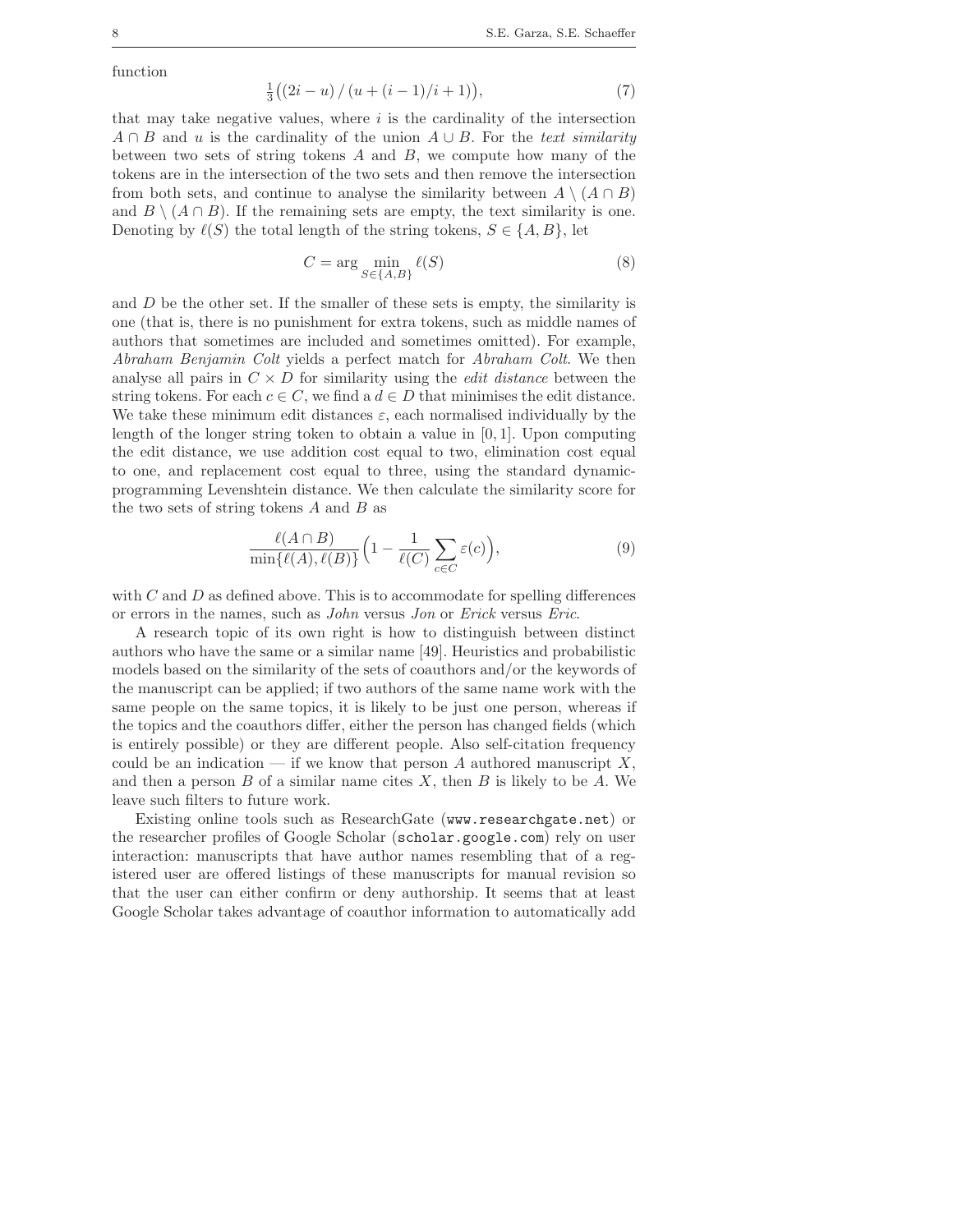function

$$\tfrac{1}{3}\big((2i - u) \,/\, (u + (i-1)/i + 1)\big), \tag{7}$$

that may take negative values, where $i$ is the cardinality of the intersection $A \cap B$ and $u$ is the cardinality of the union $A \cup B$. For the *text similarity* between two sets of string tokens $A$ and $B$, we compute how many of the tokens are in the intersection of the two sets and then remove the intersection from both sets, and continue to analyse the similarity between $A \setminus (A \cap B)$ and $B \setminus (A \cap B)$. If the remaining sets are empty, the text similarity is one. Denoting by $\ell(S)$ the total length of the string tokens, $S \in \{A, B\}$, let

$$C = \arg \min_{S \in \{A,B\}} \ell(S) \tag{8}$$

and $D$ be the other set. If the smaller of these sets is empty, the similarity is one (that is, there is no punishment for extra tokens, such as middle names of authors that sometimes are included and sometimes omitted). For example, *Abraham Benjamin Colt* yields a perfect match for *Abraham Colt*. We then analyse all pairs in $C \times D$ for similarity using the *edit distance* between the string tokens. For each $c \in C$, we find a $d \in D$ that minimises the edit distance. We take these minimum edit distances $\varepsilon$, each normalised individually by the length of the longer string token to obtain a value in $[0, 1]$. Upon computing the edit distance, we use addition cost equal to two, elimination cost equal to one, and replacement cost equal to three, using the standard dynamic-programming Levenshtein distance. We then calculate the similarity score for the two sets of string tokens $A$ and $B$ as

$$\frac{\ell(A \cap B)}{\min\{\ell(A), \ell(B)\}} \Big(1 - \frac{1}{\ell(C)} \sum_{c \in C} \varepsilon(c)\Big), \tag{9}$$

with $C$ and $D$ as defined above. This is to accommodate for spelling differences or errors in the names, such as *John* versus *Jon* or *Erick* versus *Eric*.

A research topic of its own right is how to distinguish between distinct authors who have the same or a similar name [49]. Heuristics and probabilistic models based on the similarity of the sets of coauthors and/or the keywords of the manuscript can be applied; if two authors of the same name work with the same people on the same topics, it is likely to be just one person, whereas if the topics and the coauthors differ, either the person has changed fields (which is entirely possible) or they are different people. Also self-citation frequency could be an indication — if we know that person $A$ authored manuscript $X$, and then a person $B$ of a similar name cites $X$, then $B$ is likely to be $A$. We leave such filters to future work.

Existing online tools such as ResearchGate (`www.researchgate.net`) or the researcher profiles of Google Scholar (`scholar.google.com`) rely on user interaction: manuscripts that have author names resembling that of a registered user are offered listings of these manuscripts for manual revision so that the user can either confirm or deny authorship. It seems that at least Google Scholar takes advantage of coauthor information to automatically add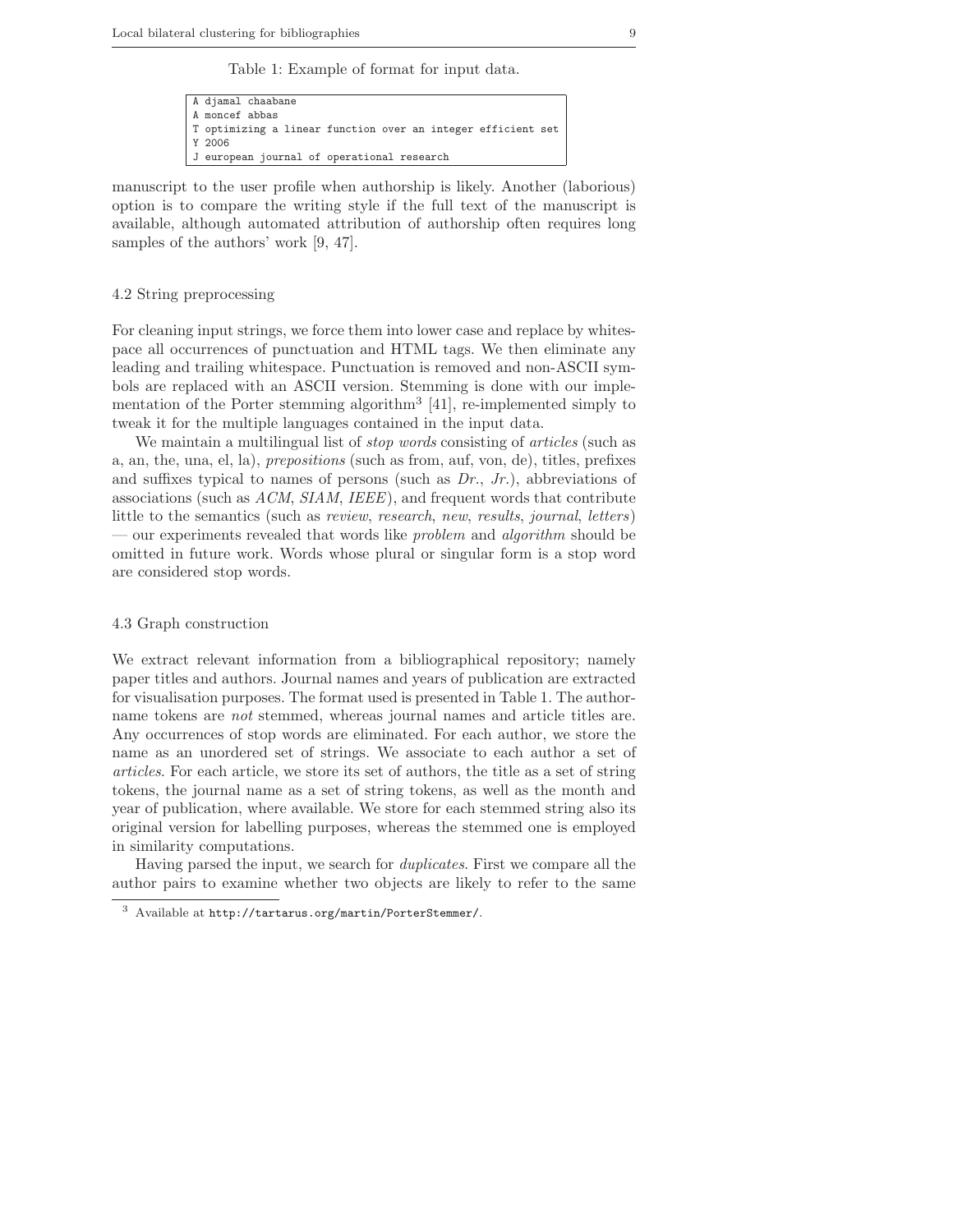Table 1: Example of format for input data.

```
A djamal chaabane
A moncef abbas
T optimizing a linear function over an integer efficient set
Y 2006
J european journal of operational research
```

manuscript to the user profile when authorship is likely. Another (laborious) option is to compare the writing style if the full text of the manuscript is available, although automated attribution of authorship often requires long samples of the authors' work [9, 47].

## 4.2 String preprocessing

For cleaning input strings, we force them into lower case and replace by whitespace all occurrences of punctuation and HTML tags. We then eliminate any leading and trailing whitespace. Punctuation is removed and non-ASCII symbols are replaced with an ASCII version. Stemming is done with our implementation of the Porter stemming algorithm[3] [41], re-implemented simply to tweak it for the multiple languages contained in the input data.

We maintain a multilingual list of *stop words* consisting of *articles* (such as a, an, the, una, el, la), *prepositions* (such as from, auf, von, de), titles, prefixes and suffixes typical to names of persons (such as *Dr.*, *Jr.*), abbreviations of associations (such as *ACM*, *SIAM*, *IEEE*), and frequent words that contribute little to the semantics (such as *review*, *research*, *new*, *results*, *journal*, *letters*) — our experiments revealed that words like *problem* and *algorithm* should be omitted in future work. Words whose plural or singular form is a stop word are considered stop words.

## 4.3 Graph construction

We extract relevant information from a bibliographical repository; namely paper titles and authors. Journal names and years of publication are extracted for visualisation purposes. The format used is presented in Table 1. The author-name tokens are *not* stemmed, whereas journal names and article titles are. Any occurrences of stop words are eliminated. For each author, we store the name as an unordered set of strings. We associate to each author a set of *articles*. For each article, we store its set of authors, the title as a set of string tokens, the journal name as a set of string tokens, as well as the month and year of publication, where available. We store for each stemmed string also its original version for labelling purposes, whereas the stemmed one is employed in similarity computations.

Having parsed the input, we search for *duplicates*. First we compare all the author pairs to examine whether two objects are likely to refer to the same

[3] Available at http://tartarus.org/martin/PorterStemmer/.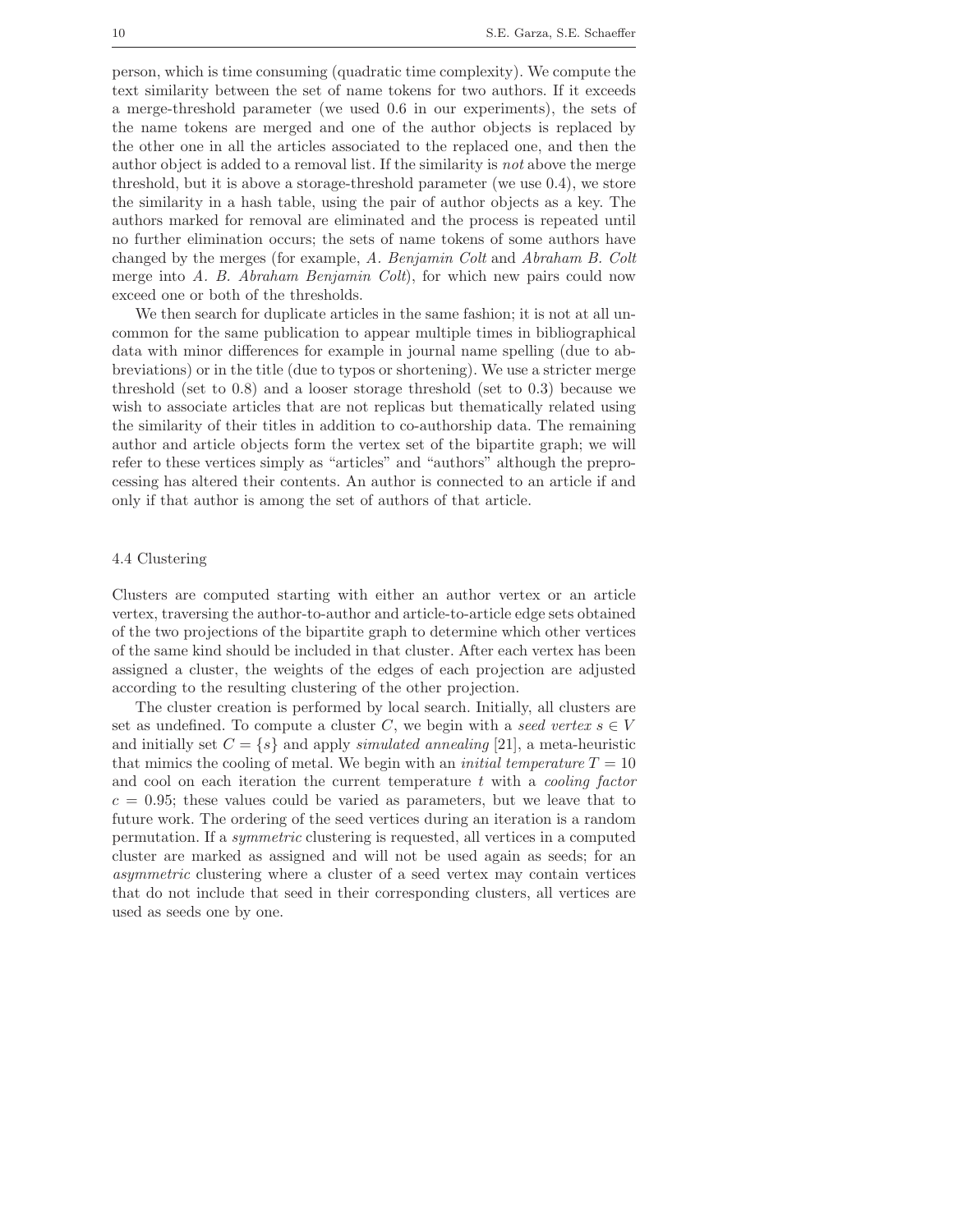person, which is time consuming (quadratic time complexity). We compute the text similarity between the set of name tokens for two authors. If it exceeds a merge-threshold parameter (we used 0.6 in our experiments), the sets of the name tokens are merged and one of the author objects is replaced by the other one in all the articles associated to the replaced one, and then the author object is added to a removal list. If the similarity is *not* above the merge threshold, but it is above a storage-threshold parameter (we use 0.4), we store the similarity in a hash table, using the pair of author objects as a key. The authors marked for removal are eliminated and the process is repeated until no further elimination occurs; the sets of name tokens of some authors have changed by the merges (for example, *A. Benjamin Colt* and *Abraham B. Colt* merge into *A. B. Abraham Benjamin Colt*), for which new pairs could now exceed one or both of the thresholds.

We then search for duplicate articles in the same fashion; it is not at all uncommon for the same publication to appear multiple times in bibliographical data with minor differences for example in journal name spelling (due to abbreviations) or in the title (due to typos or shortening). We use a stricter merge threshold (set to 0.8) and a looser storage threshold (set to 0.3) because we wish to associate articles that are not replicas but thematically related using the similarity of their titles in addition to co-authorship data. The remaining author and article objects form the vertex set of the bipartite graph; we will refer to these vertices simply as "articles" and "authors" although the preprocessing has altered their contents. An author is connected to an article if and only if that author is among the set of authors of that article.

### 4.4 Clustering

Clusters are computed starting with either an author vertex or an article vertex, traversing the author-to-author and article-to-article edge sets obtained of the two projections of the bipartite graph to determine which other vertices of the same kind should be included in that cluster. After each vertex has been assigned a cluster, the weights of the edges of each projection are adjusted according to the resulting clustering of the other projection.

The cluster creation is performed by local search. Initially, all clusters are set as undefined. To compute a cluster $C$, we begin with a *seed vertex* $s \in V$ and initially set $C = \{s\}$ and apply *simulated annealing* [21], a meta-heuristic that mimics the cooling of metal. We begin with an *initial temperature* $T = 10$ and cool on each iteration the current temperature $t$ with a *cooling factor* $c = 0.95$; these values could be varied as parameters, but we leave that to future work. The ordering of the seed vertices during an iteration is a random permutation. If a *symmetric* clustering is requested, all vertices in a computed cluster are marked as assigned and will not be used again as seeds; for an *asymmetric* clustering where a cluster of a seed vertex may contain vertices that do not include that seed in their corresponding clusters, all vertices are used as seeds one by one.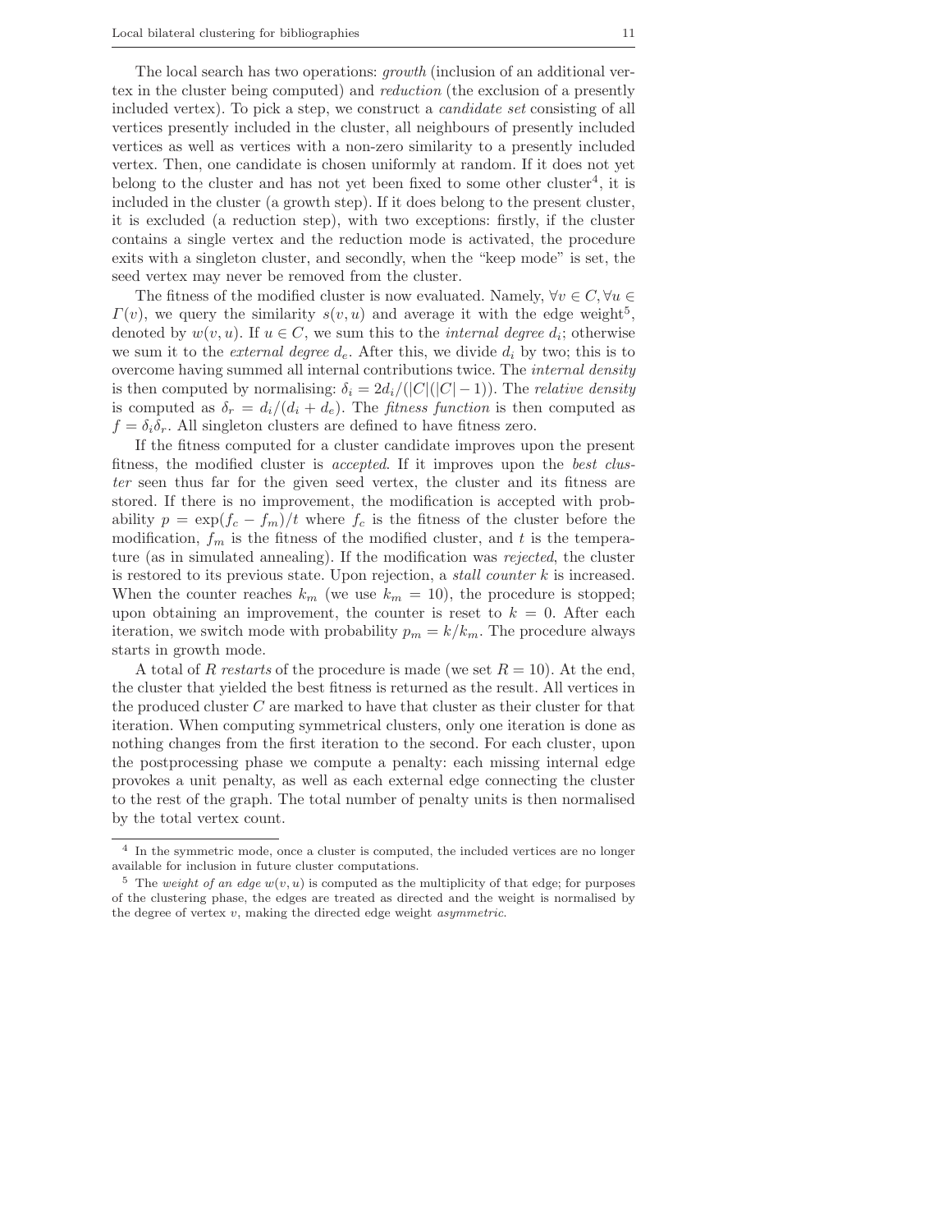The local search has two operations: *growth* (inclusion of an additional vertex in the cluster being computed) and *reduction* (the exclusion of a presently included vertex). To pick a step, we construct a *candidate set* consisting of all vertices presently included in the cluster, all neighbours of presently included vertices as well as vertices with a non-zero similarity to a presently included vertex. Then, one candidate is chosen uniformly at random. If it does not yet belong to the cluster and has not yet been fixed to some other cluster[4], it is included in the cluster (a growth step). If it does belong to the present cluster, it is excluded (a reduction step), with two exceptions: firstly, if the cluster contains a single vertex and the reduction mode is activated, the procedure exits with a singleton cluster, and secondly, when the "keep mode" is set, the seed vertex may never be removed from the cluster.

The fitness of the modified cluster is now evaluated. Namely, $\forall v \in C, \forall u \in \Gamma(v)$, we query the similarity $s(v, u)$ and average it with the edge weight[5], denoted by $w(v, u)$. If $u \in C$, we sum this to the *internal degree* $d_i$; otherwise we sum it to the *external degree* $d_e$. After this, we divide $d_i$ by two; this is to overcome having summed all internal contributions twice. The *internal density* is then computed by normalising: $\delta_i = 2d_i/(|C|(|C|-1))$. The *relative density* is computed as $\delta_r = d_i/(d_i + d_e)$. The *fitness function* is then computed as $f = \delta_i \delta_r$. All singleton clusters are defined to have fitness zero.

If the fitness computed for a cluster candidate improves upon the present fitness, the modified cluster is *accepted*. If it improves upon the *best cluster* seen thus far for the given seed vertex, the cluster and its fitness are stored. If there is no improvement, the modification is accepted with probability $p = \exp(f_c - f_m)/t$ where $f_c$ is the fitness of the cluster before the modification, $f_m$ is the fitness of the modified cluster, and $t$ is the temperature (as in simulated annealing). If the modification was *rejected*, the cluster is restored to its previous state. Upon rejection, a *stall counter* $k$ is increased. When the counter reaches $k_m$ (we use $k_m = 10$), the procedure is stopped; upon obtaining an improvement, the counter is reset to $k = 0$. After each iteration, we switch mode with probability $p_m = k/k_m$. The procedure always starts in growth mode.

A total of $R$ *restarts* of the procedure is made (we set $R = 10$). At the end, the cluster that yielded the best fitness is returned as the result. All vertices in the produced cluster $C$ are marked to have that cluster as their cluster for that iteration. When computing symmetrical clusters, only one iteration is done as nothing changes from the first iteration to the second. For each cluster, upon the postprocessing phase we compute a penalty: each missing internal edge provokes a unit penalty, as well as each external edge connecting the cluster to the rest of the graph. The total number of penalty units is then normalised by the total vertex count.

---

[4] In the symmetric mode, once a cluster is computed, the included vertices are no longer available for inclusion in future cluster computations.

[5] The *weight of an edge* $w(v, u)$ is computed as the multiplicity of that edge; for purposes of the clustering phase, the edges are treated as directed and the weight is normalised by the degree of vertex $v$, making the directed edge weight *asymmetric*.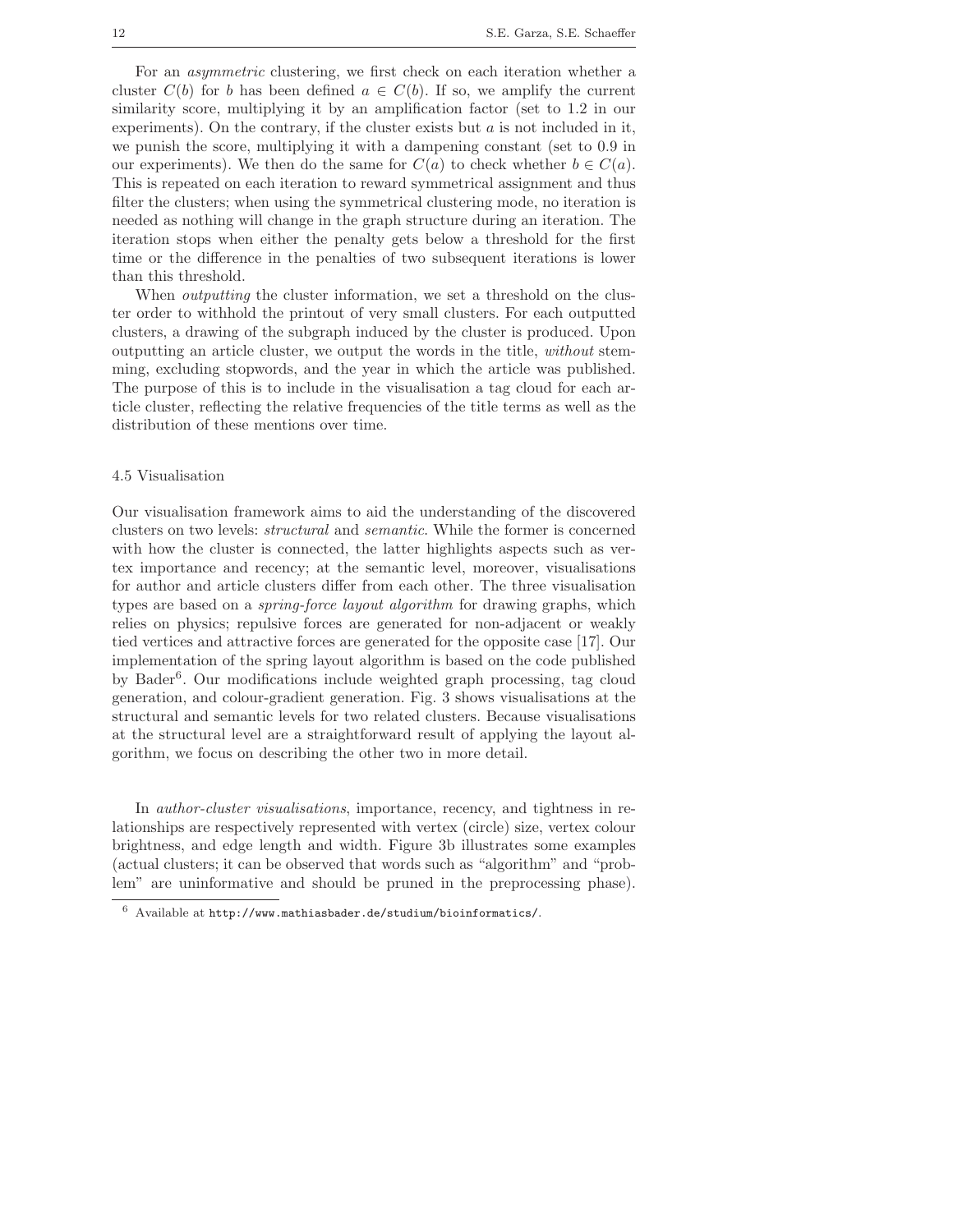For an *asymmetric* clustering, we first check on each iteration whether a cluster $C(b)$ for $b$ has been defined $a \in C(b)$. If so, we amplify the current similarity score, multiplying it by an amplification factor (set to 1.2 in our experiments). On the contrary, if the cluster exists but $a$ is not included in it, we punish the score, multiplying it with a dampening constant (set to 0.9 in our experiments). We then do the same for $C(a)$ to check whether $b \in C(a)$. This is repeated on each iteration to reward symmetrical assignment and thus filter the clusters; when using the symmetrical clustering mode, no iteration is needed as nothing will change in the graph structure during an iteration. The iteration stops when either the penalty gets below a threshold for the first time or the difference in the penalties of two subsequent iterations is lower than this threshold.

When *outputting* the cluster information, we set a threshold on the cluster order to withhold the printout of very small clusters. For each outputted clusters, a drawing of the subgraph induced by the cluster is produced. Upon outputting an article cluster, we output the words in the title, *without* stemming, excluding stopwords, and the year in which the article was published. The purpose of this is to include in the visualisation a tag cloud for each article cluster, reflecting the relative frequencies of the title terms as well as the distribution of these mentions over time.

### 4.5 Visualisation

Our visualisation framework aims to aid the understanding of the discovered clusters on two levels: *structural* and *semantic*. While the former is concerned with how the cluster is connected, the latter highlights aspects such as vertex importance and recency; at the semantic level, moreover, visualisations for author and article clusters differ from each other. The three visualisation types are based on a *spring-force layout algorithm* for drawing graphs, which relies on physics; repulsive forces are generated for non-adjacent or weakly tied vertices and attractive forces are generated for the opposite case [17]. Our implementation of the spring layout algorithm is based on the code published by Bader[6]. Our modifications include weighted graph processing, tag cloud generation, and colour-gradient generation. Fig. 3 shows visualisations at the structural and semantic levels for two related clusters. Because visualisations at the structural level are a straightforward result of applying the layout algorithm, we focus on describing the other two in more detail.

In *author-cluster visualisations*, importance, recency, and tightness in relationships are respectively represented with vertex (circle) size, vertex colour brightness, and edge length and width. Figure 3b illustrates some examples (actual clusters; it can be observed that words such as "algorithm" and "problem" are uninformative and should be pruned in the preprocessing phase).

[6] Available at http://www.mathiasbader.de/studium/bioinformatics/.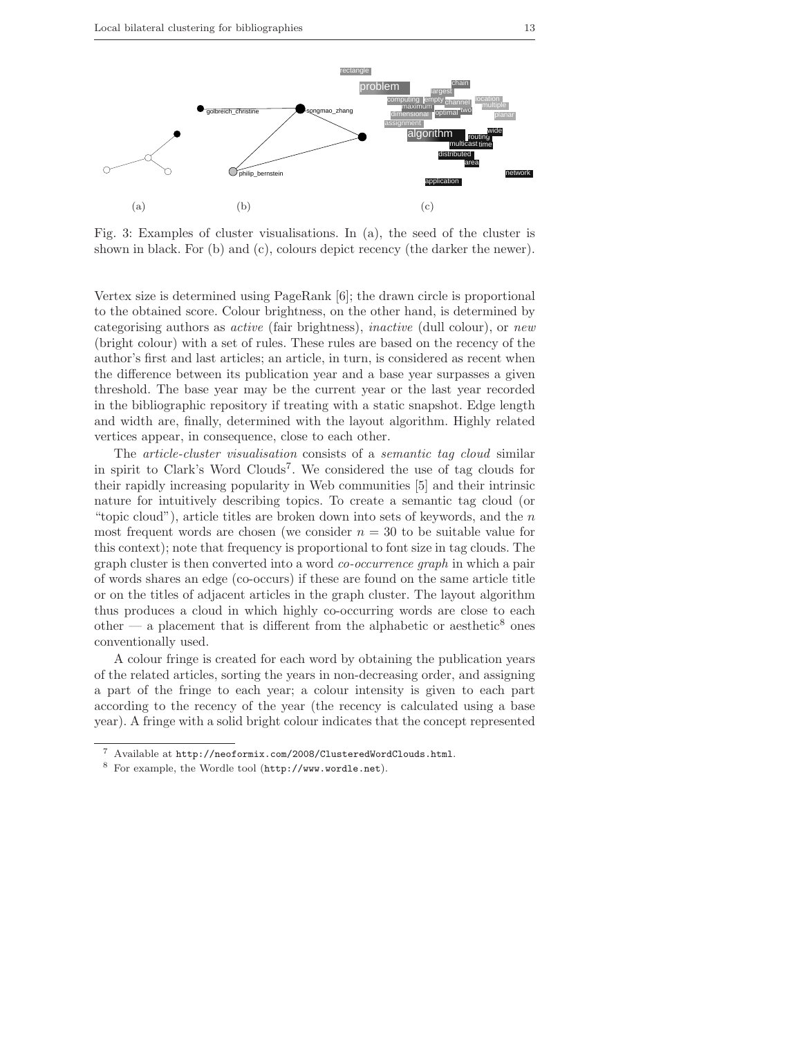Fig. 3: Examples of cluster visualisations. In (a), the seed of the cluster is shown in black. For (b) and (c), colours depict recency (the darker the newer).

Vertex size is determined using PageRank [6]; the drawn circle is proportional to the obtained score. Colour brightness, on the other hand, is determined by categorising authors as *active* (fair brightness), *inactive* (dull colour), or *new* (bright colour) with a set of rules. These rules are based on the recency of the author's first and last articles; an article, in turn, is considered as recent when the difference between its publication year and a base year surpasses a given threshold. The base year may be the current year or the last year recorded in the bibliographic repository if treating with a static snapshot. Edge length and width are, finally, determined with the layout algorithm. Highly related vertices appear, in consequence, close to each other.

The *article-cluster visualisation* consists of a *semantic tag cloud* similar in spirit to Clark's Word Clouds[7]. We considered the use of tag clouds for their rapidly increasing popularity in Web communities [5] and their intrinsic nature for intuitively describing topics. To create a semantic tag cloud (or "topic cloud"), article titles are broken down into sets of keywords, and the $n$ most frequent words are chosen (we consider $n = 30$ to be suitable value for this context); note that frequency is proportional to font size in tag clouds. The graph cluster is then converted into a word *co-occurrence graph* in which a pair of words shares an edge (co-occurs) if these are found on the same article title or on the titles of adjacent articles in the graph cluster. The layout algorithm thus produces a cloud in which highly co-occurring words are close to each other — a placement that is different from the alphabetic or aesthetic[8] ones conventionally used.

A colour fringe is created for each word by obtaining the publication years of the related articles, sorting the years in non-decreasing order, and assigning a part of the fringe to each year; a colour intensity is given to each part according to the recency of the year (the recency is calculated using a base year). A fringe with a solid bright colour indicates that the concept represented

---

[7] Available at http://neoformix.com/2008/ClusteredWordClouds.html.

[8] For example, the Wordle tool (http://www.wordle.net).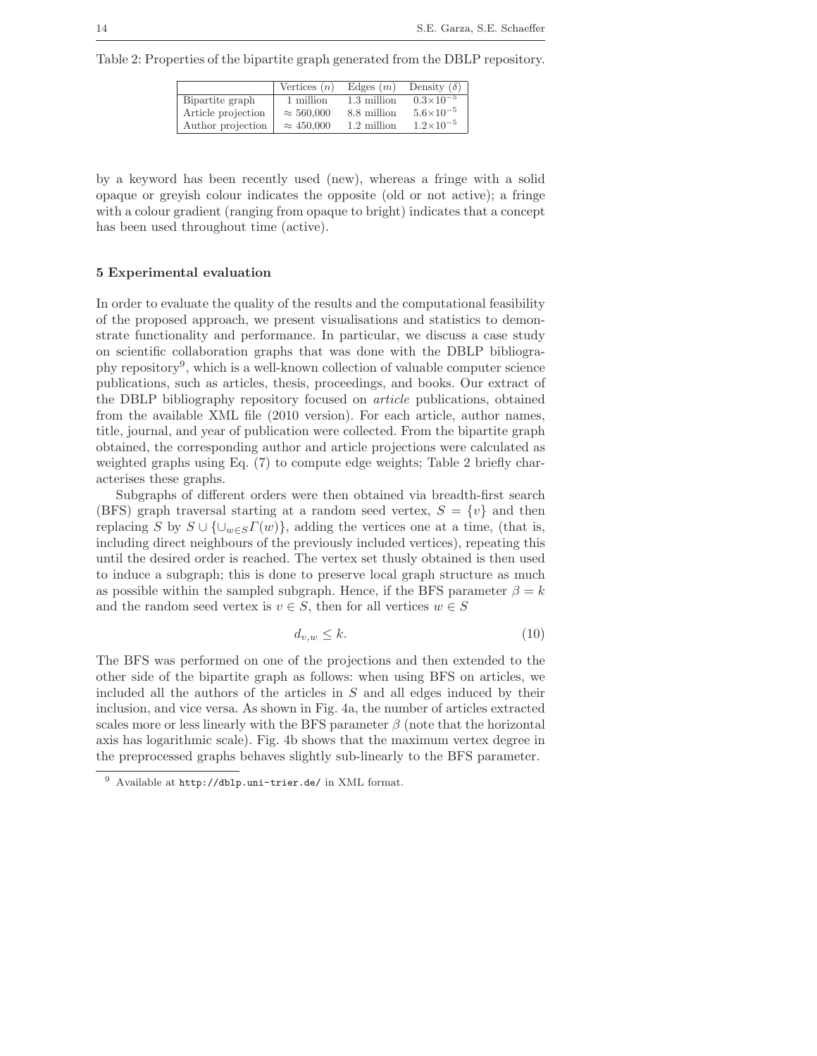Table 2: Properties of the bipartite graph generated from the DBLP repository.

| | Vertices ($n$) | Edges ($m$) | Density ($\delta$) |
|---|---|---|---|
| Bipartite graph | 1 million | 1.3 million | $0.3\times10^{-5}$ |
| Article projection | $\approx 560{,}000$ | 8.8 million | $5.6\times10^{-5}$ |
| Author projection | $\approx 450{,}000$ | 1.2 million | $1.2\times10^{-5}$ |

by a keyword has been recently used (new), whereas a fringe with a solid opaque or greyish colour indicates the opposite (old or not active); a fringe with a colour gradient (ranging from opaque to bright) indicates that a concept has been used throughout time (active).

## 5 Experimental evaluation

In order to evaluate the quality of the results and the computational feasibility of the proposed approach, we present visualisations and statistics to demonstrate functionality and performance. In particular, we discuss a case study on scientific collaboration graphs that was done with the DBLP bibliography repository[9], which is a well-known collection of valuable computer science publications, such as articles, thesis, proceedings, and books. Our extract of the DBLP bibliography repository focused on *article* publications, obtained from the available XML file (2010 version). For each article, author names, title, journal, and year of publication were collected. From the bipartite graph obtained, the corresponding author and article projections were calculated as weighted graphs using Eq. (7) to compute edge weights; Table 2 briefly characterises these graphs.

Subgraphs of different orders were then obtained via breadth-first search (BFS) graph traversal starting at a random seed vertex, $S = \{v\}$ and then replacing $S$ by $S \cup \{\cup_{w \in S} \Gamma(w)\}$, adding the vertices one at a time, (that is, including direct neighbours of the previously included vertices), repeating this until the desired order is reached. The vertex set thusly obtained is then used to induce a subgraph; this is done to preserve local graph structure as much as possible within the sampled subgraph. Hence, if the BFS parameter $\beta = k$ and the random seed vertex is $v \in S$, then for all vertices $w \in S$

$$d_{v,w} \leq k. \tag{10}$$

The BFS was performed on one of the projections and then extended to the other side of the bipartite graph as follows: when using BFS on articles, we included all the authors of the articles in $S$ and all edges induced by their inclusion, and vice versa. As shown in Fig. 4a, the number of articles extracted scales more or less linearly with the BFS parameter $\beta$ (note that the horizontal axis has logarithmic scale). Fig. 4b shows that the maximum vertex degree in the preprocessed graphs behaves slightly sub-linearly to the BFS parameter.

[9] Available at http://dblp.uni-trier.de/ in XML format.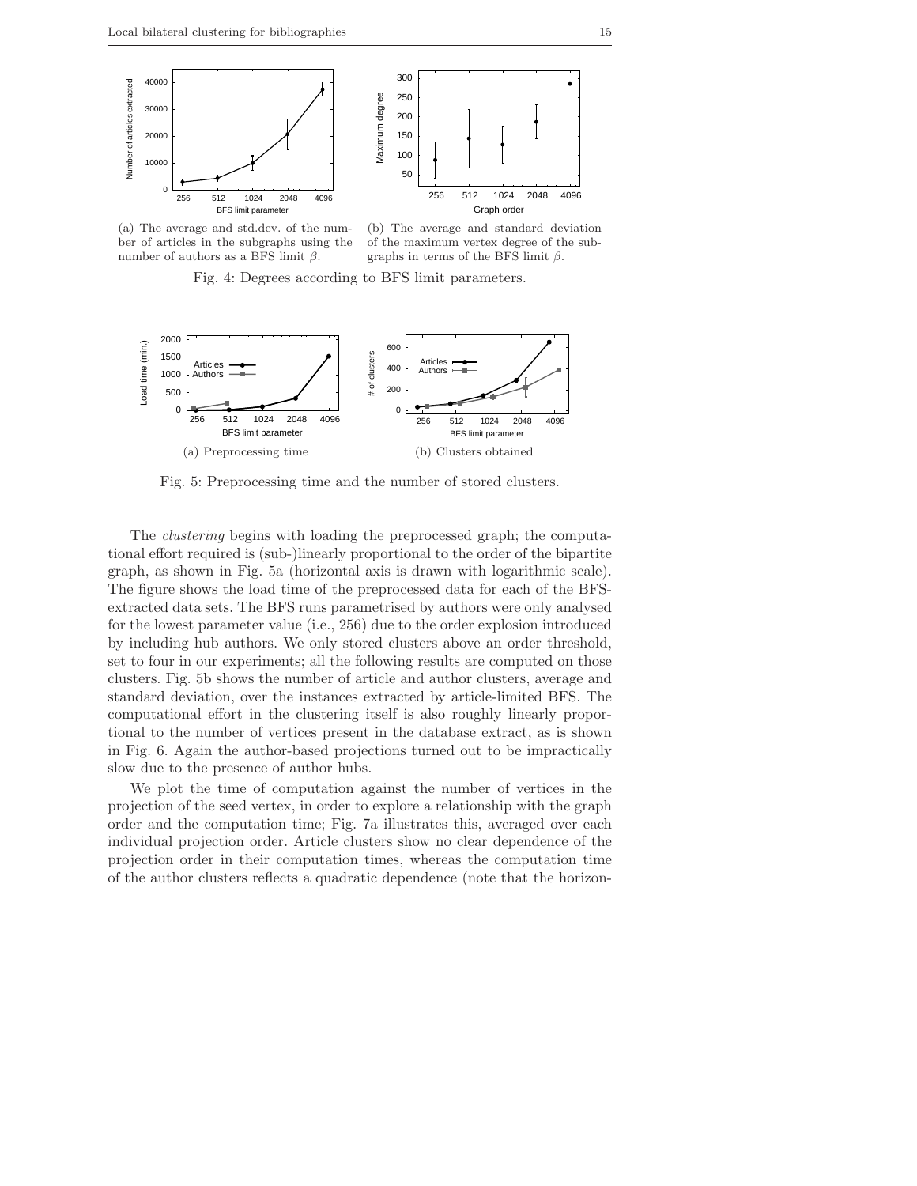(a) The average and std.dev. of the number of articles in the subgraphs using the number of authors as a BFS limit $\beta$.

(b) The average and standard deviation of the maximum vertex degree of the subgraphs in terms of the BFS limit $\beta$.

Fig. 4: Degrees according to BFS limit parameters.

(a) Preprocessing time

(b) Clusters obtained

Fig. 5: Preprocessing time and the number of stored clusters.

The *clustering* begins with loading the preprocessed graph; the computational effort required is (sub-)linearly proportional to the order of the bipartite graph, as shown in Fig. 5a (horizontal axis is drawn with logarithmic scale). The figure shows the load time of the preprocessed data for each of the BFS-extracted data sets. The BFS runs parametrised by authors were only analysed for the lowest parameter value (i.e., 256) due to the order explosion introduced by including hub authors. We only stored clusters above an order threshold, set to four in our experiments; all the following results are computed on those clusters. Fig. 5b shows the number of article and author clusters, average and standard deviation, over the instances extracted by article-limited BFS. The computational effort in the clustering itself is also roughly linearly proportional to the number of vertices present in the database extract, as is shown in Fig. 6. Again the author-based projections turned out to be impractically slow due to the presence of author hubs.

We plot the time of computation against the number of vertices in the projection of the seed vertex, in order to explore a relationship with the graph order and the computation time; Fig. 7a illustrates this, averaged over each individual projection order. Article clusters show no clear dependence of the projection order in their computation times, whereas the computation time of the author clusters reflects a quadratic dependence (note that the horizon-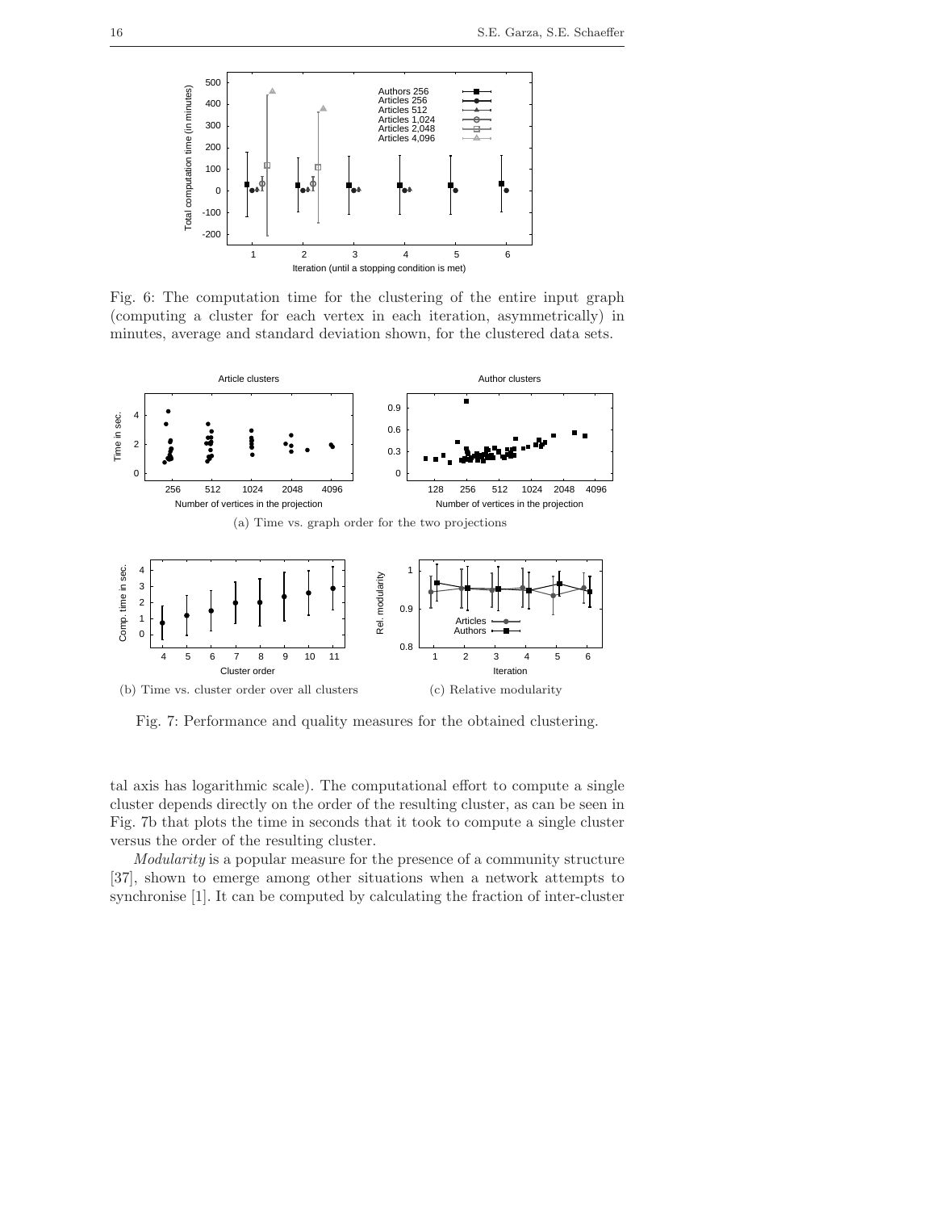Fig. 6: The computation time for the clustering of the entire input graph (computing a cluster for each vertex in each iteration, asymmetrically) in minutes, average and standard deviation shown, for the clustered data sets.

(a) Time vs. graph order for the two projections

(b) Time vs. cluster order over all clusters

(c) Relative modularity

Fig. 7: Performance and quality measures for the obtained clustering.

tal axis has logarithmic scale). The computational effort to compute a single cluster depends directly on the order of the resulting cluster, as can be seen in Fig. 7b that plots the time in seconds that it took to compute a single cluster versus the order of the resulting cluster.

*Modularity* is a popular measure for the presence of a community structure [37], shown to emerge among other situations when a network attempts to synchronise [1]. It can be computed by calculating the fraction of inter-cluster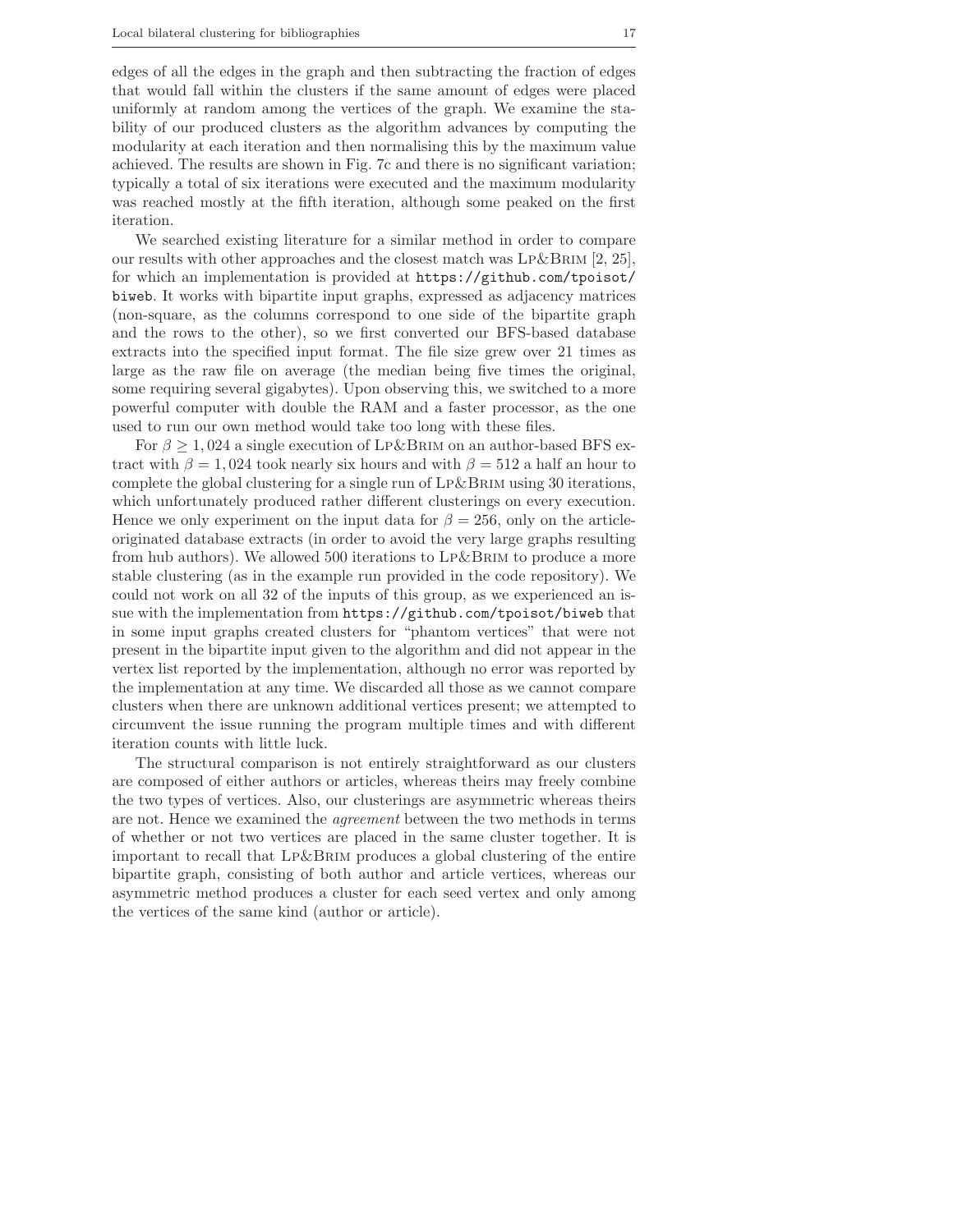edges of all the edges in the graph and then subtracting the fraction of edges that would fall within the clusters if the same amount of edges were placed uniformly at random among the vertices of the graph. We examine the stability of our produced clusters as the algorithm advances by computing the modularity at each iteration and then normalising this by the maximum value achieved. The results are shown in Fig. 7c and there is no significant variation; typically a total of six iterations were executed and the maximum modularity was reached mostly at the fifth iteration, although some peaked on the first iteration.

We searched existing literature for a similar method in order to compare our results with other approaches and the closest match was LP&BRIM [2, 25], for which an implementation is provided at https://github.com/tpoisot/biweb. It works with bipartite input graphs, expressed as adjacency matrices (non-square, as the columns correspond to one side of the bipartite graph and the rows to the other), so we first converted our BFS-based database extracts into the specified input format. The file size grew over 21 times as large as the raw file on average (the median being five times the original, some requiring several gigabytes). Upon observing this, we switched to a more powerful computer with double the RAM and a faster processor, as the one used to run our own method would take too long with these files.

For $\beta \geq 1,024$ a single execution of LP&BRIM on an author-based BFS extract with $\beta = 1,024$ took nearly six hours and with $\beta = 512$ a half an hour to complete the global clustering for a single run of LP&BRIM using 30 iterations, which unfortunately produced rather different clusterings on every execution. Hence we only experiment on the input data for $\beta = 256$, only on the article-originated database extracts (in order to avoid the very large graphs resulting from hub authors). We allowed 500 iterations to LP&BRIM to produce a more stable clustering (as in the example run provided in the code repository). We could not work on all 32 of the inputs of this group, as we experienced an issue with the implementation from https://github.com/tpoisot/biweb that in some input graphs created clusters for "phantom vertices" that were not present in the bipartite input given to the algorithm and did not appear in the vertex list reported by the implementation, although no error was reported by the implementation at any time. We discarded all those as we cannot compare clusters when there are unknown additional vertices present; we attempted to circumvent the issue running the program multiple times and with different iteration counts with little luck.

The structural comparison is not entirely straightforward as our clusters are composed of either authors or articles, whereas theirs may freely combine the two types of vertices. Also, our clusterings are asymmetric whereas theirs are not. Hence we examined the *agreement* between the two methods in terms of whether or not two vertices are placed in the same cluster together. It is important to recall that LP&BRIM produces a global clustering of the entire bipartite graph, consisting of both author and article vertices, whereas our asymmetric method produces a cluster for each seed vertex and only among the vertices of the same kind (author or article).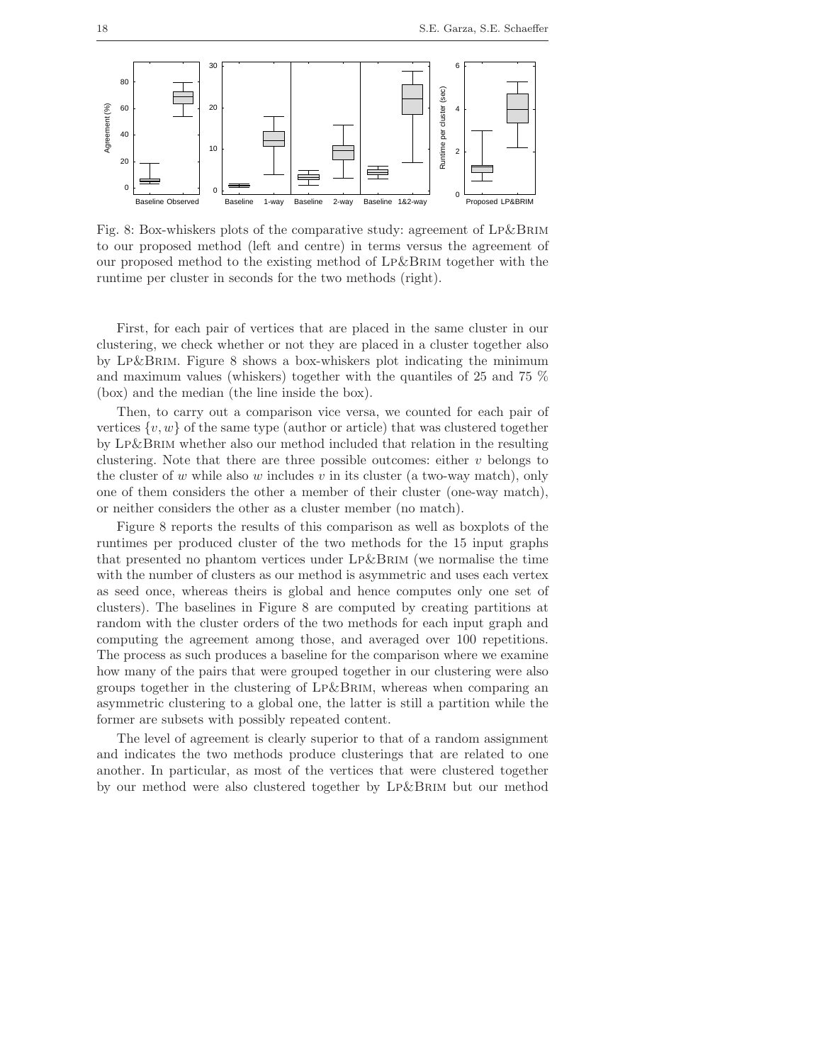Fig. 8: Box-whiskers plots of the comparative study: agreement of Lp&Brim to our proposed method (left and centre) in terms versus the agreement of our proposed method to the existing method of Lp&Brim together with the runtime per cluster in seconds for the two methods (right).

First, for each pair of vertices that are placed in the same cluster in our clustering, we check whether or not they are placed in a cluster together also by Lp&Brim. Figure 8 shows a box-whiskers plot indicating the minimum and maximum values (whiskers) together with the quantiles of 25 and 75 % (box) and the median (the line inside the box).

Then, to carry out a comparison vice versa, we counted for each pair of vertices $\{v, w\}$ of the same type (author or article) that was clustered together by Lp&Brim whether also our method included that relation in the resulting clustering. Note that there are three possible outcomes: either $v$ belongs to the cluster of $w$ while also $w$ includes $v$ in its cluster (a two-way match), only one of them considers the other a member of their cluster (one-way match), or neither considers the other as a cluster member (no match).

Figure 8 reports the results of this comparison as well as boxplots of the runtimes per produced cluster of the two methods for the 15 input graphs that presented no phantom vertices under Lp&Brim (we normalise the time with the number of clusters as our method is asymmetric and uses each vertex as seed once, whereas theirs is global and hence computes only one set of clusters). The baselines in Figure 8 are computed by creating partitions at random with the cluster orders of the two methods for each input graph and computing the agreement among those, and averaged over 100 repetitions. The process as such produces a baseline for the comparison where we examine how many of the pairs that were grouped together in our clustering were also groups together in the clustering of Lp&Brim, whereas when comparing an asymmetric clustering to a global one, the latter is still a partition while the former are subsets with possibly repeated content.

The level of agreement is clearly superior to that of a random assignment and indicates the two methods produce clusterings that are related to one another. In particular, as most of the vertices that were clustered together by our method were also clustered together by Lp&Brim but our method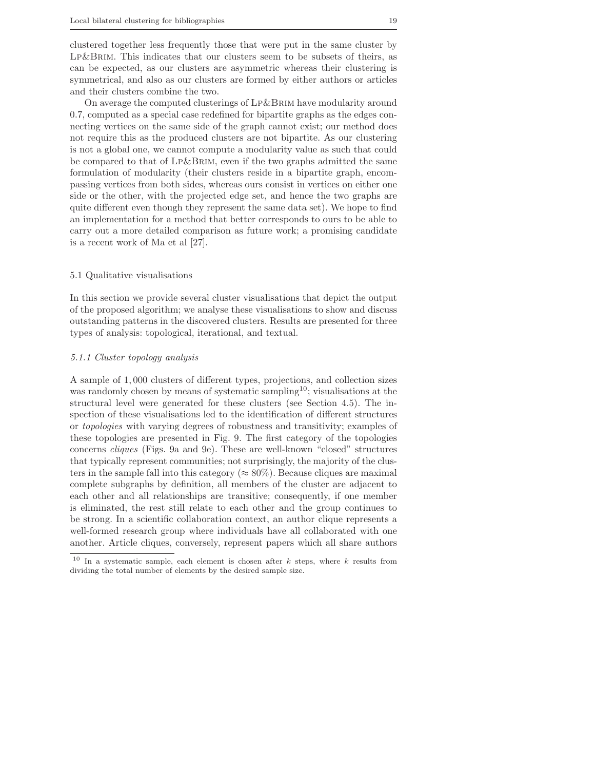clustered together less frequently those that were put in the same cluster by LP&BRIM. This indicates that our clusters seem to be subsets of theirs, as can be expected, as our clusters are asymmetric whereas their clustering is symmetrical, and also as our clusters are formed by either authors or articles and their clusters combine the two.

On average the computed clusterings of LP&BRIM have modularity around 0.7, computed as a special case redefined for bipartite graphs as the edges connecting vertices on the same side of the graph cannot exist; our method does not require this as the produced clusters are not bipartite. As our clustering is not a global one, we cannot compute a modularity value as such that could be compared to that of LP&BRIM, even if the two graphs admitted the same formulation of modularity (their clusters reside in a bipartite graph, encompassing vertices from both sides, whereas ours consist in vertices on either one side or the other, with the projected edge set, and hence the two graphs are quite different even though they represent the same data set). We hope to find an implementation for a method that better corresponds to ours to be able to carry out a more detailed comparison as future work; a promising candidate is a recent work of Ma et al [27].

### 5.1 Qualitative visualisations

In this section we provide several cluster visualisations that depict the output of the proposed algorithm; we analyse these visualisations to show and discuss outstanding patterns in the discovered clusters. Results are presented for three types of analysis: topological, iterational, and textual.

#### *5.1.1 Cluster topology analysis*

A sample of 1,000 clusters of different types, projections, and collection sizes was randomly chosen by means of systematic sampling[10]; visualisations at the structural level were generated for these clusters (see Section 4.5). The inspection of these visualisations led to the identification of different structures or *topologies* with varying degrees of robustness and transitivity; examples of these topologies are presented in Fig. 9. The first category of the topologies concerns *cliques* (Figs. 9a and 9e). These are well-known "closed" structures that typically represent communities; not surprisingly, the majority of the clusters in the sample fall into this category ($\approx 80\%$). Because cliques are maximal complete subgraphs by definition, all members of the cluster are adjacent to each other and all relationships are transitive; consequently, if one member is eliminated, the rest still relate to each other and the group continues to be strong. In a scientific collaboration context, an author clique represents a well-formed research group where individuals have all collaborated with one another. Article cliques, conversely, represent papers which all share authors

[10] In a systematic sample, each element is chosen after $k$ steps, where $k$ results from dividing the total number of elements by the desired sample size.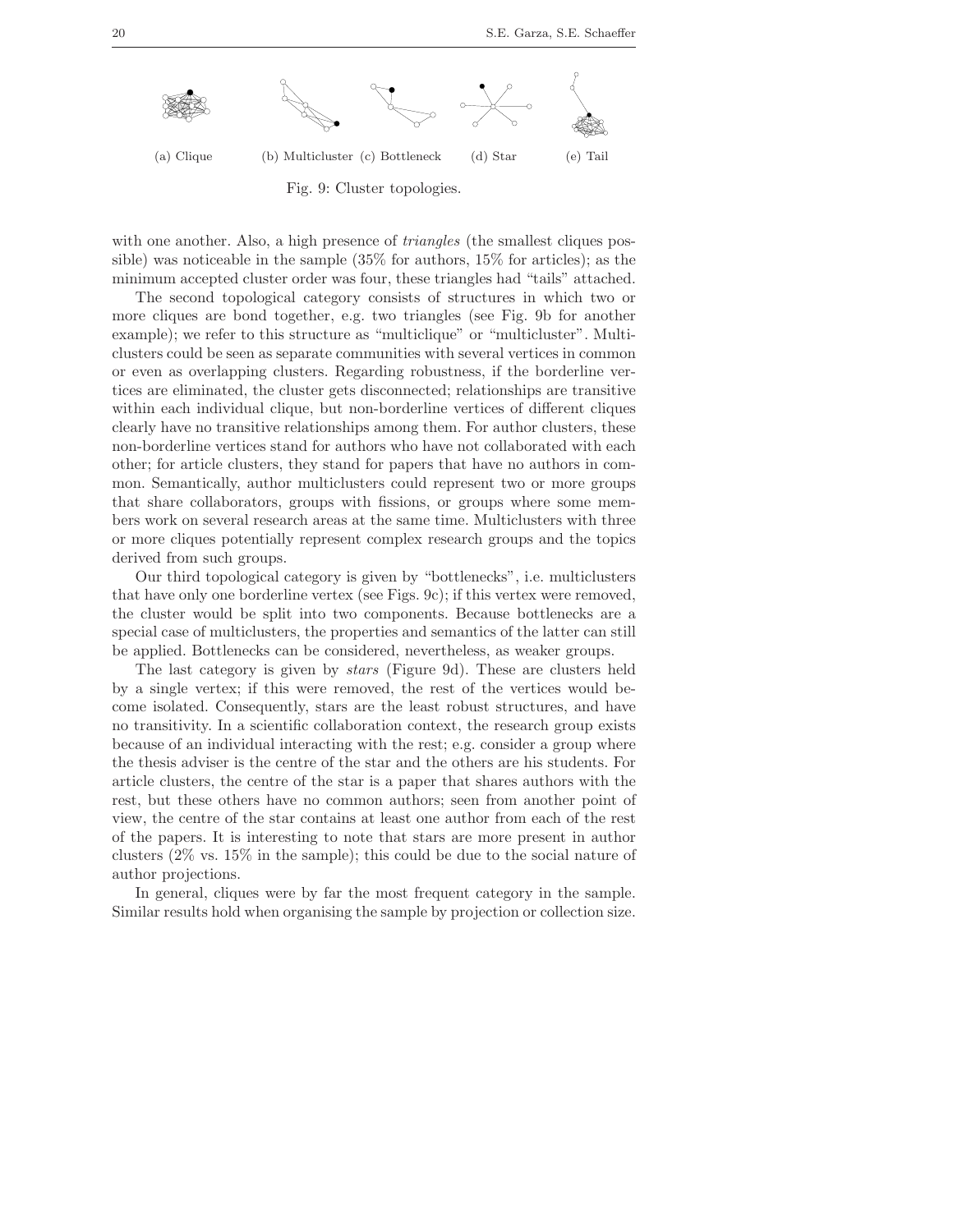(a) Clique (b) Multicluster (c) Bottleneck (d) Star (e) Tail

Fig. 9: Cluster topologies.

with one another. Also, a high presence of *triangles* (the smallest cliques possible) was noticeable in the sample (35% for authors, 15% for articles); as the minimum accepted cluster order was four, these triangles had "tails" attached.

The second topological category consists of structures in which two or more cliques are bond together, e.g. two triangles (see Fig. 9b for another example); we refer to this structure as "multiclique" or "multicluster". Multiclusters could be seen as separate communities with several vertices in common or even as overlapping clusters. Regarding robustness, if the borderline vertices are eliminated, the cluster gets disconnected; relationships are transitive within each individual clique, but non-borderline vertices of different cliques clearly have no transitive relationships among them. For author clusters, these non-borderline vertices stand for authors who have not collaborated with each other; for article clusters, they stand for papers that have no authors in common. Semantically, author multiclusters could represent two or more groups that share collaborators, groups with fissions, or groups where some members work on several research areas at the same time. Multiclusters with three or more cliques potentially represent complex research groups and the topics derived from such groups.

Our third topological category is given by "bottlenecks", i.e. multiclusters that have only one borderline vertex (see Figs. 9c); if this vertex were removed, the cluster would be split into two components. Because bottlenecks are a special case of multiclusters, the properties and semantics of the latter can still be applied. Bottlenecks can be considered, nevertheless, as weaker groups.

The last category is given by *stars* (Figure 9d). These are clusters held by a single vertex; if this were removed, the rest of the vertices would become isolated. Consequently, stars are the least robust structures, and have no transitivity. In a scientific collaboration context, the research group exists because of an individual interacting with the rest; e.g. consider a group where the thesis adviser is the centre of the star and the others are his students. For article clusters, the centre of the star is a paper that shares authors with the rest, but these others have no common authors; seen from another point of view, the centre of the star contains at least one author from each of the rest of the papers. It is interesting to note that stars are more present in author clusters (2% vs. 15% in the sample); this could be due to the social nature of author projections.

In general, cliques were by far the most frequent category in the sample. Similar results hold when organising the sample by projection or collection size.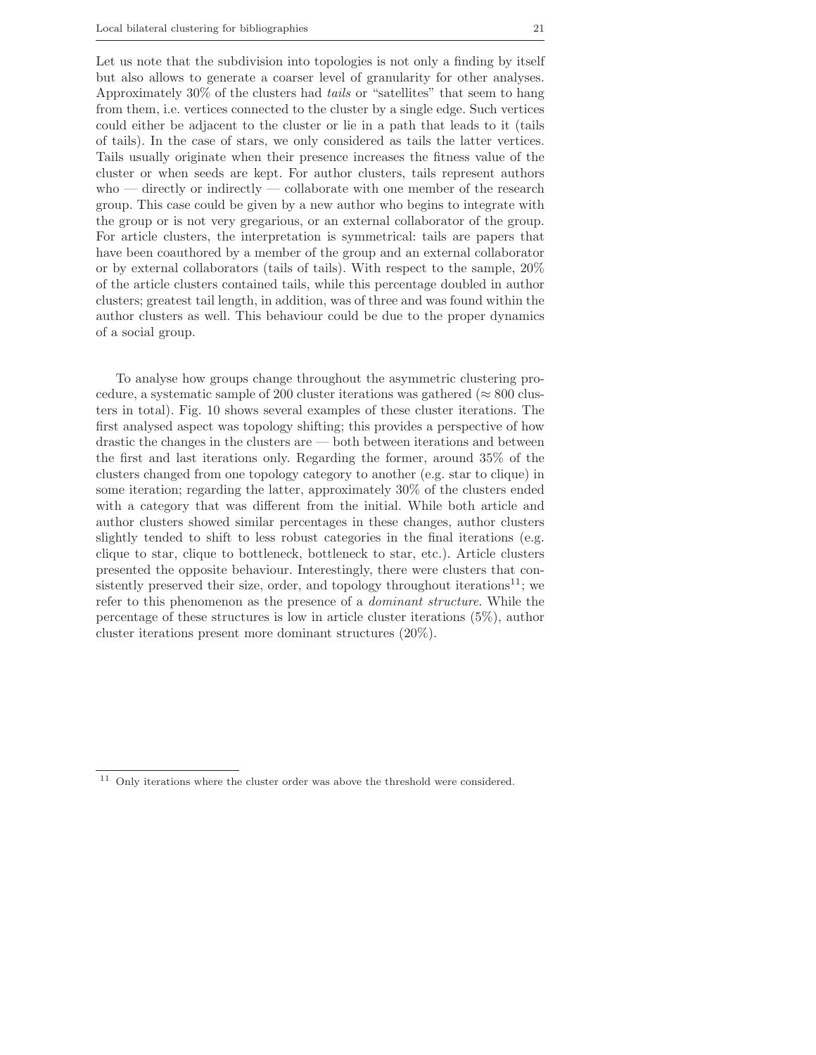Let us note that the subdivision into topologies is not only a finding by itself but also allows to generate a coarser level of granularity for other analyses. Approximately 30% of the clusters had *tails* or "satellites" that seem to hang from them, i.e. vertices connected to the cluster by a single edge. Such vertices could either be adjacent to the cluster or lie in a path that leads to it (tails of tails). In the case of stars, we only considered as tails the latter vertices. Tails usually originate when their presence increases the fitness value of the cluster or when seeds are kept. For author clusters, tails represent authors who — directly or indirectly — collaborate with one member of the research group. This case could be given by a new author who begins to integrate with the group or is not very gregarious, or an external collaborator of the group. For article clusters, the interpretation is symmetrical: tails are papers that have been coauthored by a member of the group and an external collaborator or by external collaborators (tails of tails). With respect to the sample, 20% of the article clusters contained tails, while this percentage doubled in author clusters; greatest tail length, in addition, was of three and was found within the author clusters as well. This behaviour could be due to the proper dynamics of a social group.

To analyse how groups change throughout the asymmetric clustering procedure, a systematic sample of 200 cluster iterations was gathered ($\approx 800$ clusters in total). Fig. 10 shows several examples of these cluster iterations. The first analysed aspect was topology shifting; this provides a perspective of how drastic the changes in the clusters are — both between iterations and between the first and last iterations only. Regarding the former, around 35% of the clusters changed from one topology category to another (e.g. star to clique) in some iteration; regarding the latter, approximately 30% of the clusters ended with a category that was different from the initial. While both article and author clusters showed similar percentages in these changes, author clusters slightly tended to shift to less robust categories in the final iterations (e.g. clique to star, clique to bottleneck, bottleneck to star, etc.). Article clusters presented the opposite behaviour. Interestingly, there were clusters that consistently preserved their size, order, and topology throughout iterations[11]; we refer to this phenomenon as the presence of a *dominant structure*. While the percentage of these structures is low in article cluster iterations (5%), author cluster iterations present more dominant structures (20%).

[11] Only iterations where the cluster order was above the threshold were considered.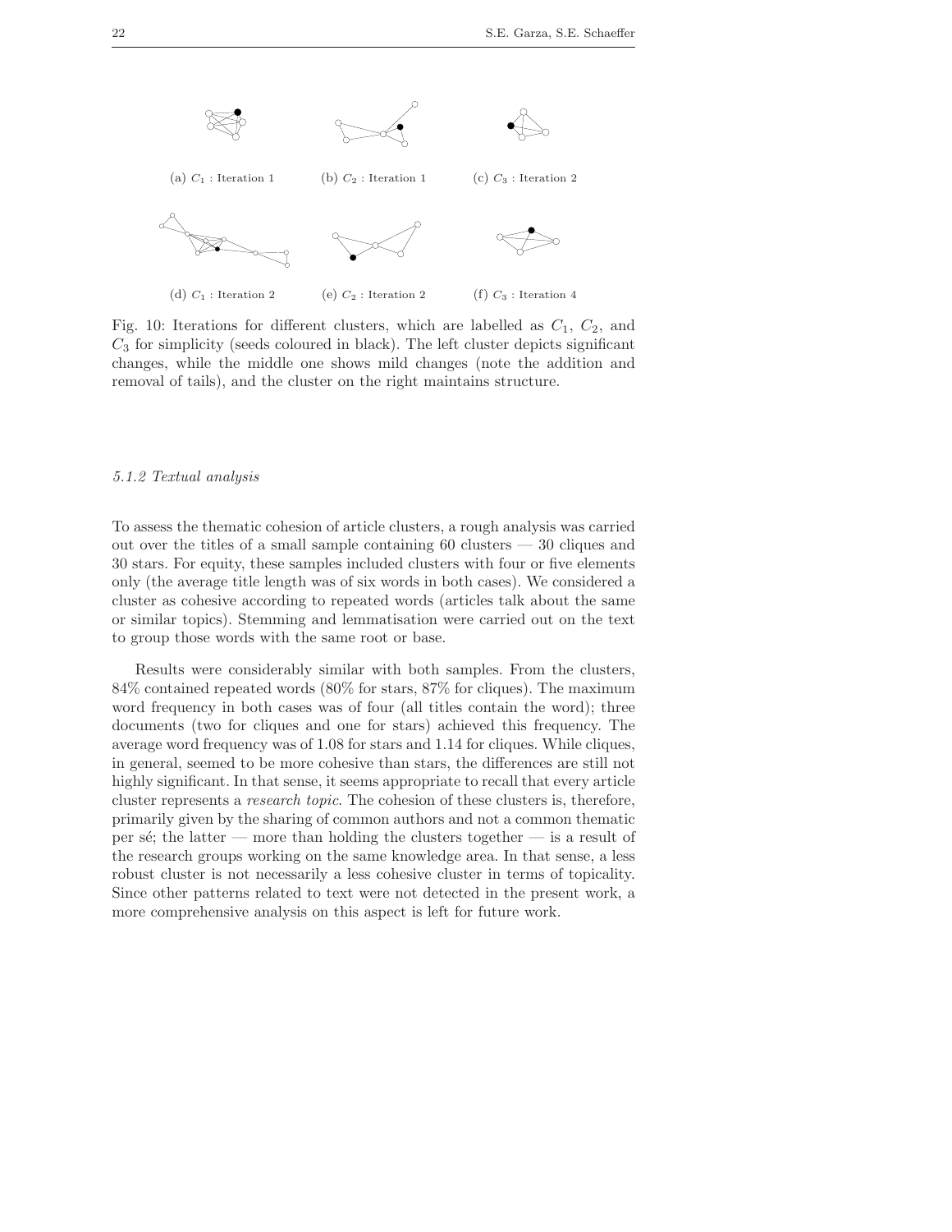(a) $C_1$ : Iteration 1 (b) $C_2$ : Iteration 1 (c) $C_3$ : Iteration 2

(d) $C_1$ : Iteration 2 (e) $C_2$ : Iteration 2 (f) $C_3$ : Iteration 4

Fig. 10: Iterations for different clusters, which are labelled as $C_1$, $C_2$, and $C_3$ for simplicity (seeds coloured in black). The left cluster depicts significant changes, while the middle one shows mild changes (note the addition and removal of tails), and the cluster on the right maintains structure.

#### *5.1.2 Textual analysis*

To assess the thematic cohesion of article clusters, a rough analysis was carried out over the titles of a small sample containing 60 clusters — 30 cliques and 30 stars. For equity, these samples included clusters with four or five elements only (the average title length was of six words in both cases). We considered a cluster as cohesive according to repeated words (articles talk about the same or similar topics). Stemming and lemmatisation were carried out on the text to group those words with the same root or base.

Results were considerably similar with both samples. From the clusters, 84% contained repeated words (80% for stars, 87% for cliques). The maximum word frequency in both cases was of four (all titles contain the word); three documents (two for cliques and one for stars) achieved this frequency. The average word frequency was of 1.08 for stars and 1.14 for cliques. While cliques, in general, seemed to be more cohesive than stars, the differences are still not highly significant. In that sense, it seems appropriate to recall that every article cluster represents a *research topic*. The cohesion of these clusters is, therefore, primarily given by the sharing of common authors and not a common thematic per sé; the latter — more than holding the clusters together — is a result of the research groups working on the same knowledge area. In that sense, a less robust cluster is not necessarily a less cohesive cluster in terms of topicality. Since other patterns related to text were not detected in the present work, a more comprehensive analysis on this aspect is left for future work.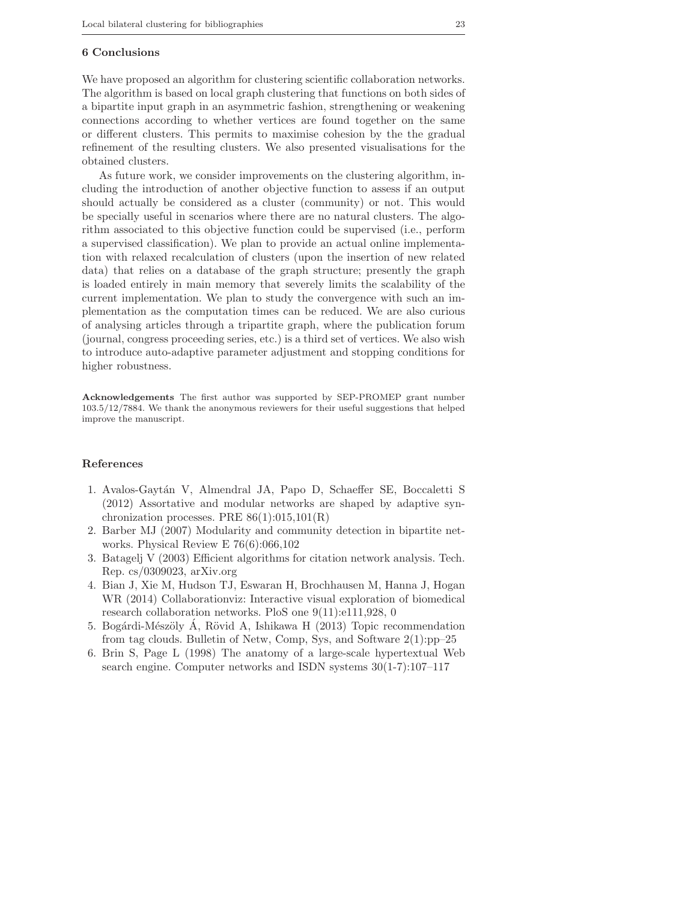## 6 Conclusions

We have proposed an algorithm for clustering scientific collaboration networks. The algorithm is based on local graph clustering that functions on both sides of a bipartite input graph in an asymmetric fashion, strengthening or weakening connections according to whether vertices are found together on the same or different clusters. This permits to maximise cohesion by the the gradual refinement of the resulting clusters. We also presented visualisations for the obtained clusters.

As future work, we consider improvements on the clustering algorithm, including the introduction of another objective function to assess if an output should actually be considered as a cluster (community) or not. This would be specially useful in scenarios where there are no natural clusters. The algorithm associated to this objective function could be supervised (i.e., perform a supervised classification). We plan to provide an actual online implementation with relaxed recalculation of clusters (upon the insertion of new related data) that relies on a database of the graph structure; presently the graph is loaded entirely in main memory that severely limits the scalability of the current implementation. We plan to study the convergence with such an implementation as the computation times can be reduced. We are also curious of analysing articles through a tripartite graph, where the publication forum (journal, congress proceeding series, etc.) is a third set of vertices. We also wish to introduce auto-adaptive parameter adjustment and stopping conditions for higher robustness.

**Acknowledgements** The first author was supported by SEP-PROMEP grant number 103.5/12/7884. We thank the anonymous reviewers for their useful suggestions that helped improve the manuscript.

## References

1. Avalos-Gaytán V, Almendral JA, Papo D, Schaeffer SE, Boccaletti S (2012) Assortative and modular networks are shaped by adaptive synchronization processes. PRE 86(1):015,101(R)
2. Barber MJ (2007) Modularity and community detection in bipartite networks. Physical Review E 76(6):066,102
3. Batagelj V (2003) Efficient algorithms for citation network analysis. Tech. Rep. cs/0309023, arXiv.org
4. Bian J, Xie M, Hudson TJ, Eswaran H, Brochhausen M, Hanna J, Hogan WR (2014) Collaborationviz: Interactive visual exploration of biomedical research collaboration networks. PloS one 9(11):e111,928, 0
5. Bogárdi-Mészöly Á, Rövid A, Ishikawa H (2013) Topic recommendation from tag clouds. Bulletin of Netw, Comp, Sys, and Software 2(1):pp–25
6. Brin S, Page L (1998) The anatomy of a large-scale hypertextual Web search engine. Computer networks and ISDN systems 30(1-7):107–117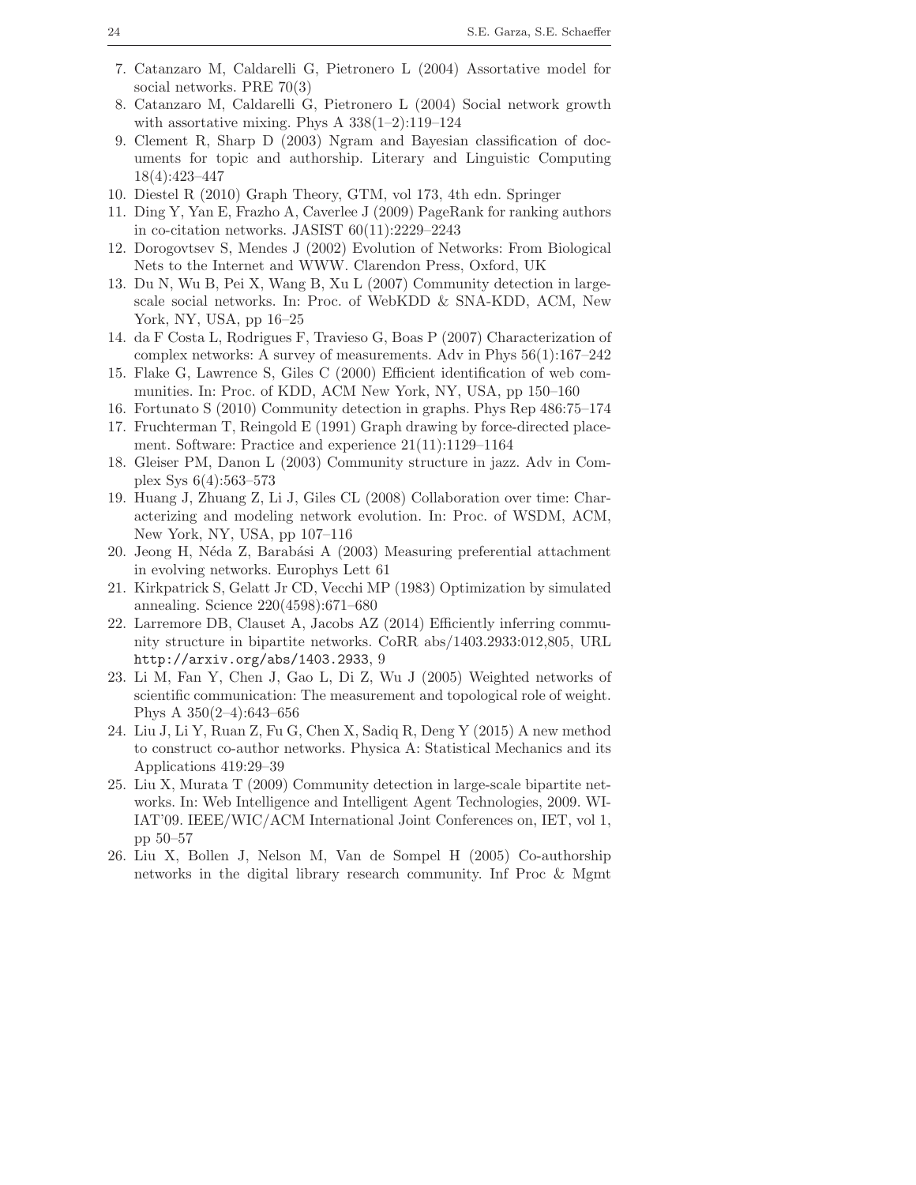7. Catanzaro M, Caldarelli G, Pietronero L (2004) Assortative model for social networks. PRE 70(3)
8. Catanzaro M, Caldarelli G, Pietronero L (2004) Social network growth with assortative mixing. Phys A 338(1–2):119–124
9. Clement R, Sharp D (2003) Ngram and Bayesian classification of documents for topic and authorship. Literary and Linguistic Computing 18(4):423–447
10. Diestel R (2010) Graph Theory, GTM, vol 173, 4th edn. Springer
11. Ding Y, Yan E, Frazho A, Caverlee J (2009) PageRank for ranking authors in co-citation networks. JASIST 60(11):2229–2243
12. Dorogovtsev S, Mendes J (2002) Evolution of Networks: From Biological Nets to the Internet and WWW. Clarendon Press, Oxford, UK
13. Du N, Wu B, Pei X, Wang B, Xu L (2007) Community detection in large-scale social networks. In: Proc. of WebKDD & SNA-KDD, ACM, New York, NY, USA, pp 16–25
14. da F Costa L, Rodrigues F, Travieso G, Boas P (2007) Characterization of complex networks: A survey of measurements. Adv in Phys 56(1):167–242
15. Flake G, Lawrence S, Giles C (2000) Efficient identification of web communities. In: Proc. of KDD, ACM New York, NY, USA, pp 150–160
16. Fortunato S (2010) Community detection in graphs. Phys Rep 486:75–174
17. Fruchterman T, Reingold E (1991) Graph drawing by force-directed placement. Software: Practice and experience 21(11):1129–1164
18. Gleiser PM, Danon L (2003) Community structure in jazz. Adv in Complex Sys 6(4):563–573
19. Huang J, Zhuang Z, Li J, Giles CL (2008) Collaboration over time: Characterizing and modeling network evolution. In: Proc. of WSDM, ACM, New York, NY, USA, pp 107–116
20. Jeong H, Néda Z, Barabási A (2003) Measuring preferential attachment in evolving networks. Europhys Lett 61
21. Kirkpatrick S, Gelatt Jr CD, Vecchi MP (1983) Optimization by simulated annealing. Science 220(4598):671–680
22. Larremore DB, Clauset A, Jacobs AZ (2014) Efficiently inferring community structure in bipartite networks. CoRR abs/1403.2933:012,805, URL http://arxiv.org/abs/1403.2933, 9
23. Li M, Fan Y, Chen J, Gao L, Di Z, Wu J (2005) Weighted networks of scientific communication: The measurement and topological role of weight. Phys A 350(2–4):643–656
24. Liu J, Li Y, Ruan Z, Fu G, Chen X, Sadiq R, Deng Y (2015) A new method to construct co-author networks. Physica A: Statistical Mechanics and its Applications 419:29–39
25. Liu X, Murata T (2009) Community detection in large-scale bipartite networks. In: Web Intelligence and Intelligent Agent Technologies, 2009. WI-IAT'09. IEEE/WIC/ACM International Joint Conferences on, IET, vol 1, pp 50–57
26. Liu X, Bollen J, Nelson M, Van de Sompel H (2005) Co-authorship networks in the digital library research community. Inf Proc & Mgmt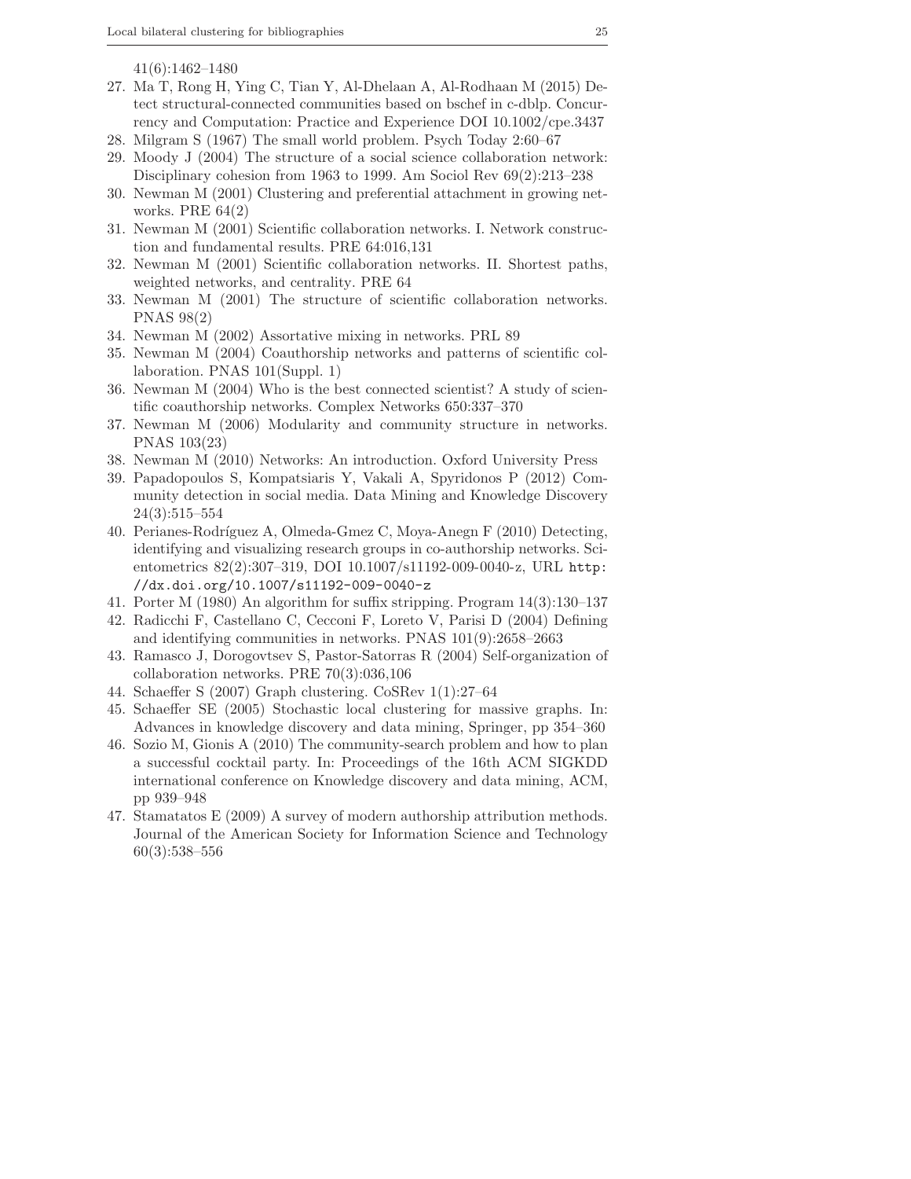41(6):1462–1480

27. Ma T, Rong H, Ying C, Tian Y, Al-Dhelaan A, Al-Rodhaan M (2015) Detect structural-connected communities based on bschef in c-dblp. Concurrency and Computation: Practice and Experience DOI 10.1002/cpe.3437
28. Milgram S (1967) The small world problem. Psych Today 2:60–67
29. Moody J (2004) The structure of a social science collaboration network: Disciplinary cohesion from 1963 to 1999. Am Sociol Rev 69(2):213–238
30. Newman M (2001) Clustering and preferential attachment in growing networks. PRE 64(2)
31. Newman M (2001) Scientific collaboration networks. I. Network construction and fundamental results. PRE 64:016,131
32. Newman M (2001) Scientific collaboration networks. II. Shortest paths, weighted networks, and centrality. PRE 64
33. Newman M (2001) The structure of scientific collaboration networks. PNAS 98(2)
34. Newman M (2002) Assortative mixing in networks. PRL 89
35. Newman M (2004) Coauthorship networks and patterns of scientific collaboration. PNAS 101(Suppl. 1)
36. Newman M (2004) Who is the best connected scientist? A study of scientific coauthorship networks. Complex Networks 650:337–370
37. Newman M (2006) Modularity and community structure in networks. PNAS 103(23)
38. Newman M (2010) Networks: An introduction. Oxford University Press
39. Papadopoulos S, Kompatsiaris Y, Vakali A, Spyridonos P (2012) Community detection in social media. Data Mining and Knowledge Discovery 24(3):515–554
40. Perianes-Rodríguez A, Olmeda-Gmez C, Moya-Anegn F (2010) Detecting, identifying and visualizing research groups in co-authorship networks. Scientometrics 82(2):307–319, DOI 10.1007/s11192-009-0040-z, URL `http://dx.doi.org/10.1007/s11192-009-0040-z`
41. Porter M (1980) An algorithm for suffix stripping. Program 14(3):130–137
42. Radicchi F, Castellano C, Cecconi F, Loreto V, Parisi D (2004) Defining and identifying communities in networks. PNAS 101(9):2658–2663
43. Ramasco J, Dorogovtsev S, Pastor-Satorras R (2004) Self-organization of collaboration networks. PRE 70(3):036,106
44. Schaeffer S (2007) Graph clustering. CoSRev 1(1):27–64
45. Schaeffer SE (2005) Stochastic local clustering for massive graphs. In: Advances in knowledge discovery and data mining, Springer, pp 354–360
46. Sozio M, Gionis A (2010) The community-search problem and how to plan a successful cocktail party. In: Proceedings of the 16th ACM SIGKDD international conference on Knowledge discovery and data mining, ACM, pp 939–948
47. Stamatatos E (2009) A survey of modern authorship attribution methods. Journal of the American Society for Information Science and Technology 60(3):538–556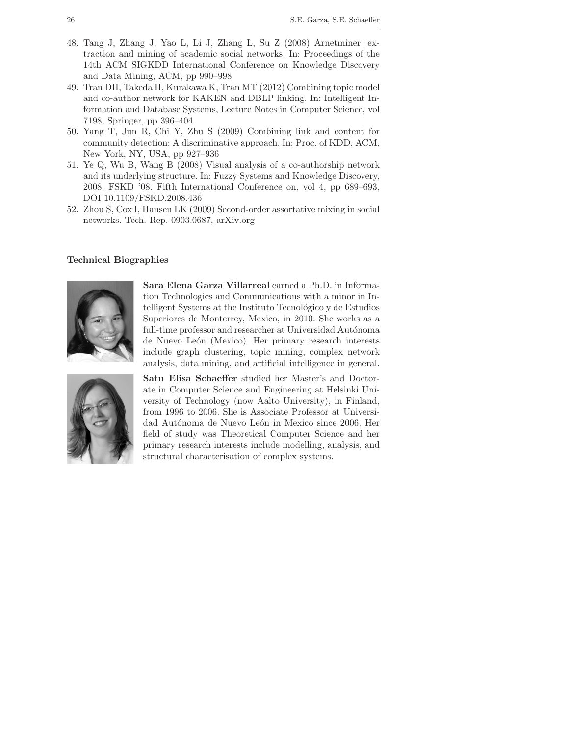48. Tang J, Zhang J, Yao L, Li J, Zhang L, Su Z (2008) Arnetminer: extraction and mining of academic social networks. In: Proceedings of the 14th ACM SIGKDD International Conference on Knowledge Discovery and Data Mining, ACM, pp 990–998
49. Tran DH, Takeda H, Kurakawa K, Tran MT (2012) Combining topic model and co-author network for KAKEN and DBLP linking. In: Intelligent Information and Database Systems, Lecture Notes in Computer Science, vol 7198, Springer, pp 396–404
50. Yang T, Jun R, Chi Y, Zhu S (2009) Combining link and content for community detection: A discriminative approach. In: Proc. of KDD, ACM, New York, NY, USA, pp 927–936
51. Ye Q, Wu B, Wang B (2008) Visual analysis of a co-authorship network and its underlying structure. In: Fuzzy Systems and Knowledge Discovery, 2008. FSKD '08. Fifth International Conference on, vol 4, pp 689–693, DOI 10.1109/FSKD.2008.436
52. Zhou S, Cox I, Hansen LK (2009) Second-order assortative mixing in social networks. Tech. Rep. 0903.0687, arXiv.org

### Technical Biographies

**Sara Elena Garza Villarreal** earned a Ph.D. in Information Technologies and Communications with a minor in Intelligent Systems at the Instituto Tecnológico y de Estudios Superiores de Monterrey, Mexico, in 2010. She works as a full-time professor and researcher at Universidad Autónoma de Nuevo León (Mexico). Her primary research interests include graph clustering, topic mining, complex network analysis, data mining, and artificial intelligence in general.

**Satu Elisa Schaeffer** studied her Master's and Doctorate in Computer Science and Engineering at Helsinki University of Technology (now Aalto University), in Finland, from 1996 to 2006. She is Associate Professor at Universidad Autónoma de Nuevo León in Mexico since 2006. Her field of study was Theoretical Computer Science and her primary research interests include modelling, analysis, and structural characterisation of complex systems.